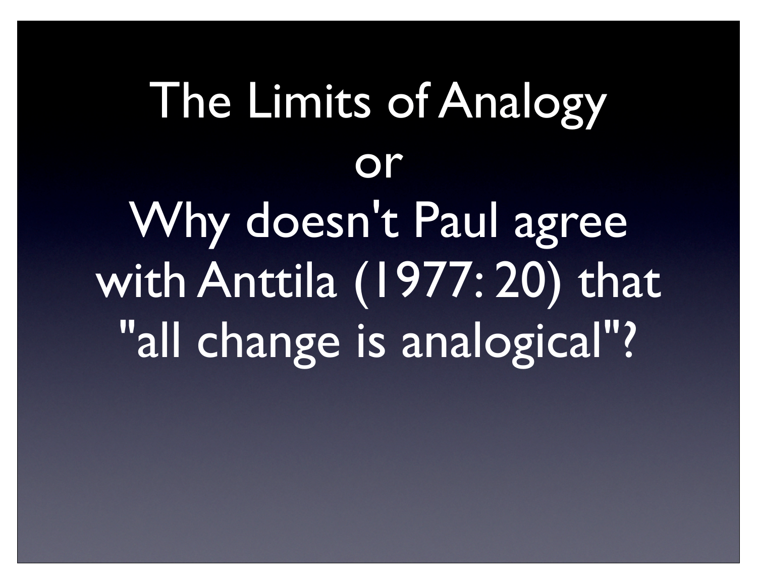# The Limits of Analogy

# or

# Why doesn't Paul agree with Anttila (1977: 20) that "all change is analogical"?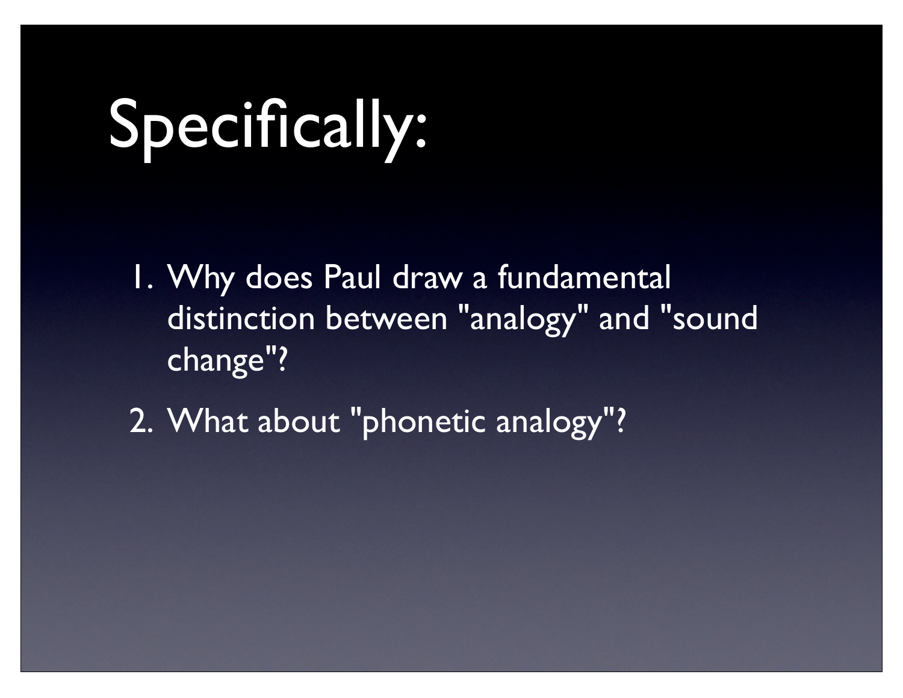# Specifically:

1. Why does Paul draw a fundamental distinction between "analogy" and "sound change"?
2. What about "phonetic analogy"?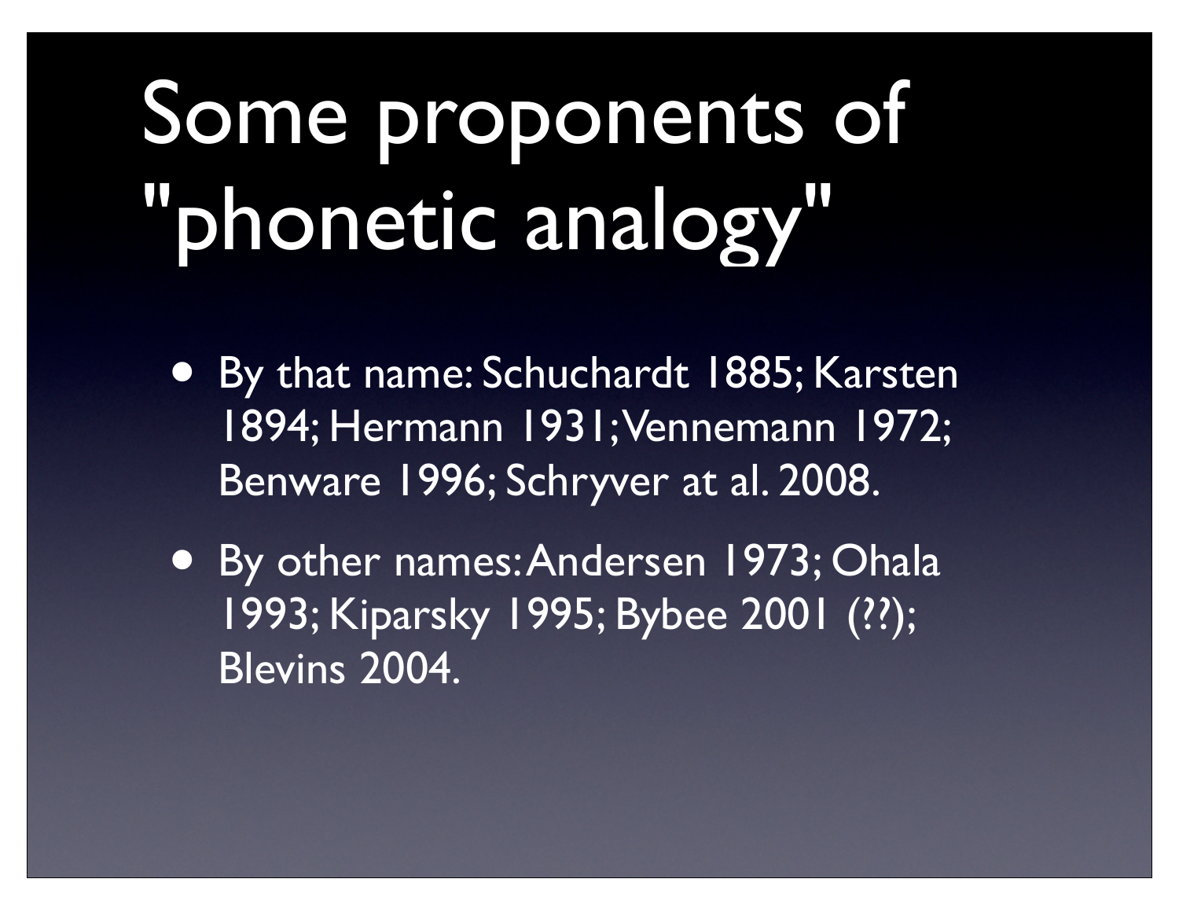# Some proponents of "phonetic analogy"

- By that name: Schuchardt 1885; Karsten 1894; Hermann 1931; Vennemann 1972; Benware 1996; Schryver at al. 2008.
- By other names: Andersen 1973; Ohala 1993; Kiparsky 1995; Bybee 2001 (??); Blevins 2004.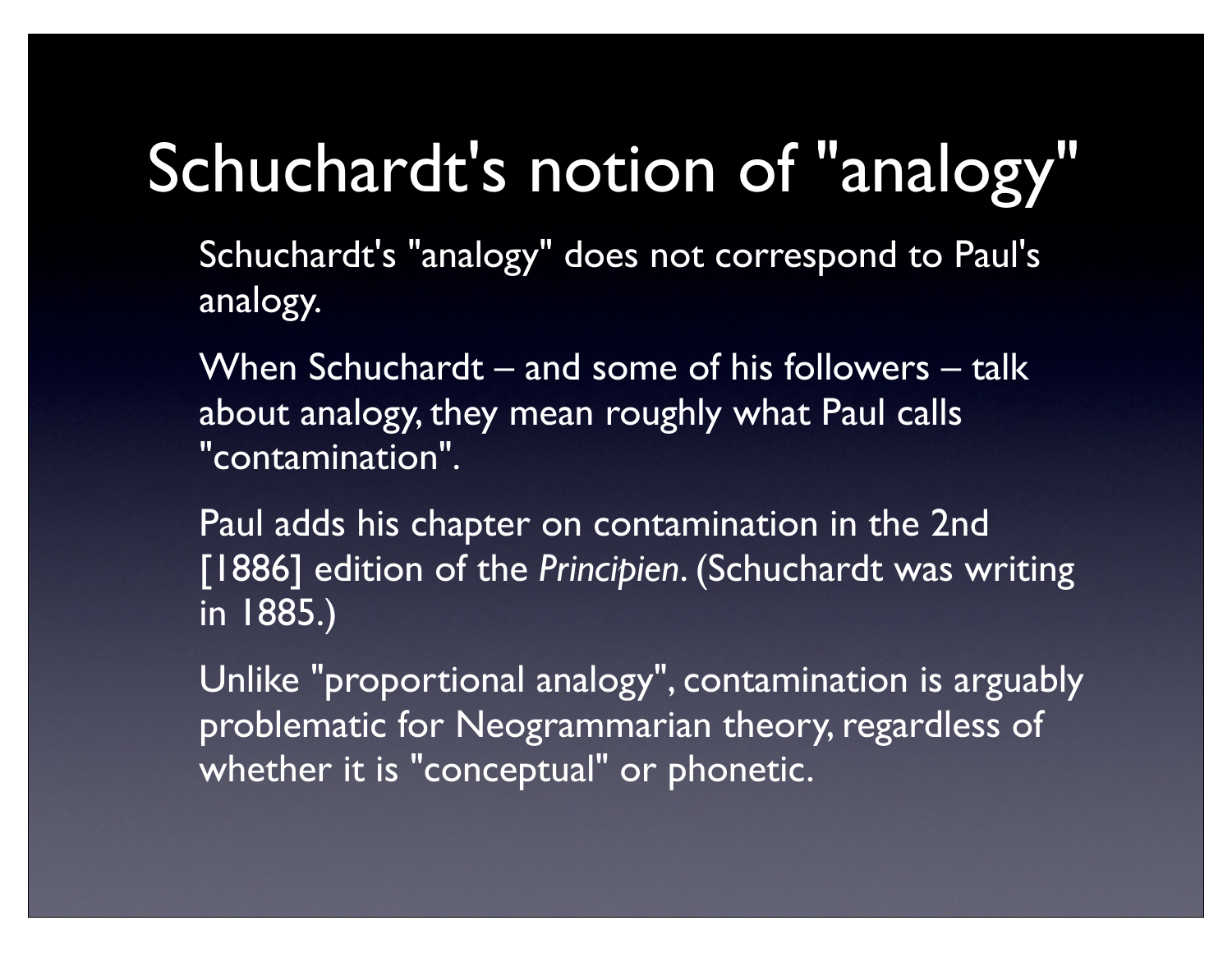# Schuchardt's notion of "analogy"

Schuchardt's "analogy" does not correspond to Paul's analogy.

When Schuchardt – and some of his followers – talk about analogy, they mean roughly what Paul calls "contamination".

Paul adds his chapter on contamination in the 2nd [1886] edition of the *Principien*. (Schuchardt was writing in 1885.)

Unlike "proportional analogy", contamination is arguably problematic for Neogrammarian theory, regardless of whether it is "conceptual" or phonetic.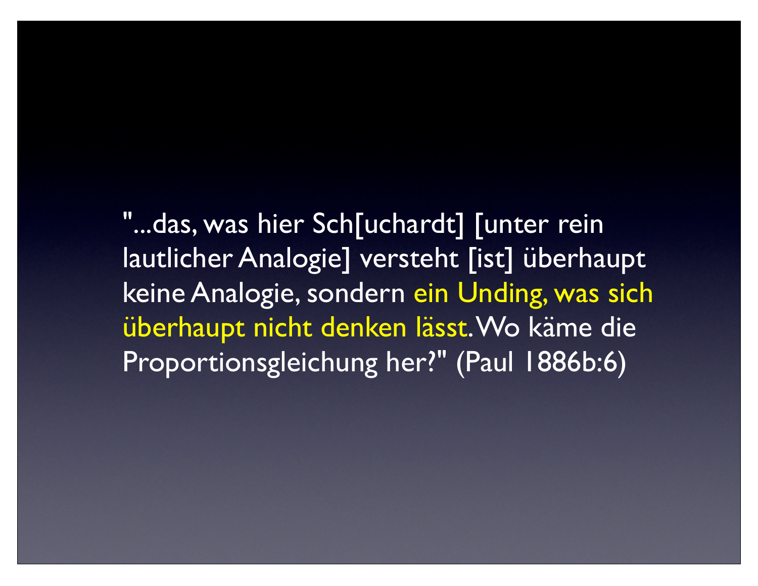"...das, was hier Sch[uchardt] [unter rein lautlicher Analogie] versteht [ist] überhaupt keine Analogie, sondern ein Unding, was sich überhaupt nicht denken lässt. Wo käme die Proportionsgleichung her?" (Paul 1886b:6)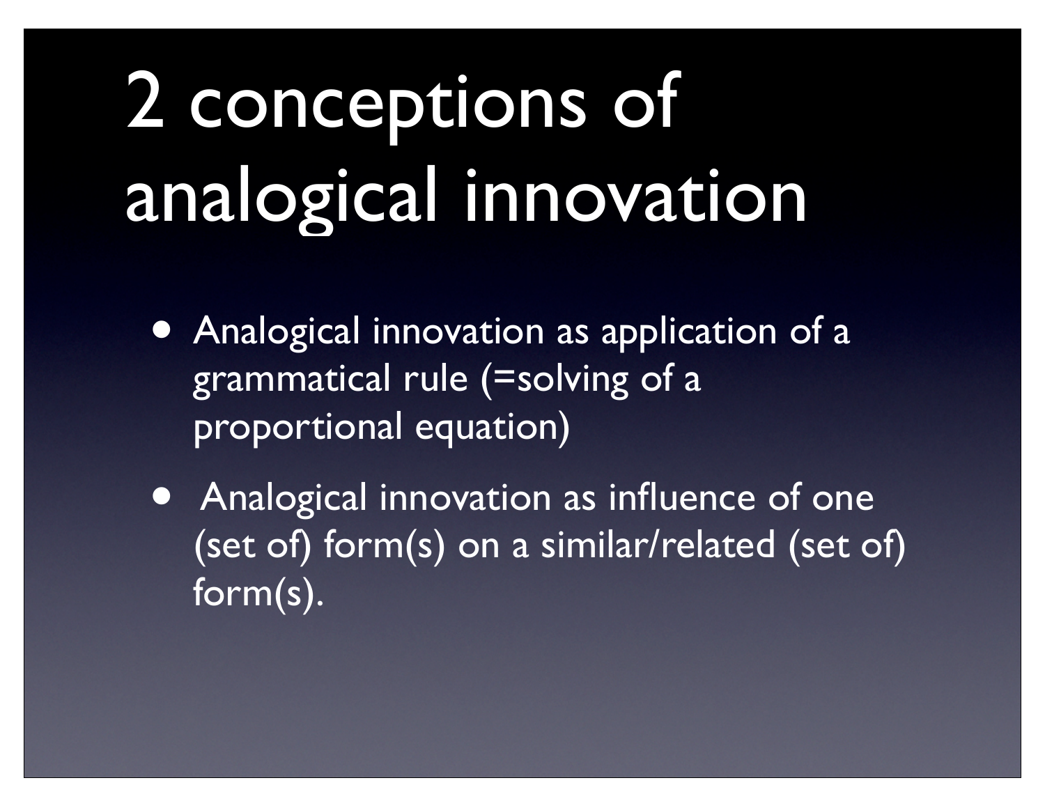# 2 conceptions of analogical innovation

- Analogical innovation as application of a grammatical rule (=solving of a proportional equation)
- Analogical innovation as influence of one (set of) form(s) on a similar/related (set of) form(s).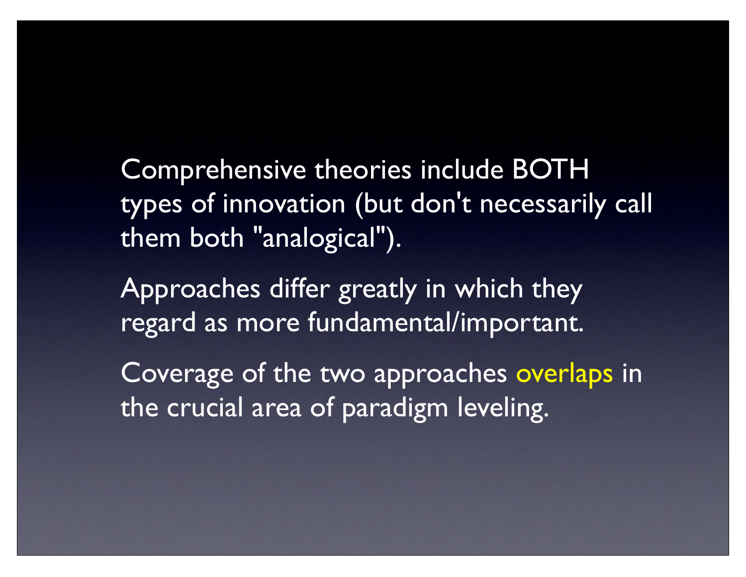Comprehensive theories include BOTH types of innovation (but don't necessarily call them both "analogical").

Approaches differ greatly in which they regard as more fundamental/important.

Coverage of the two approaches overlaps in the crucial area of paradigm leveling.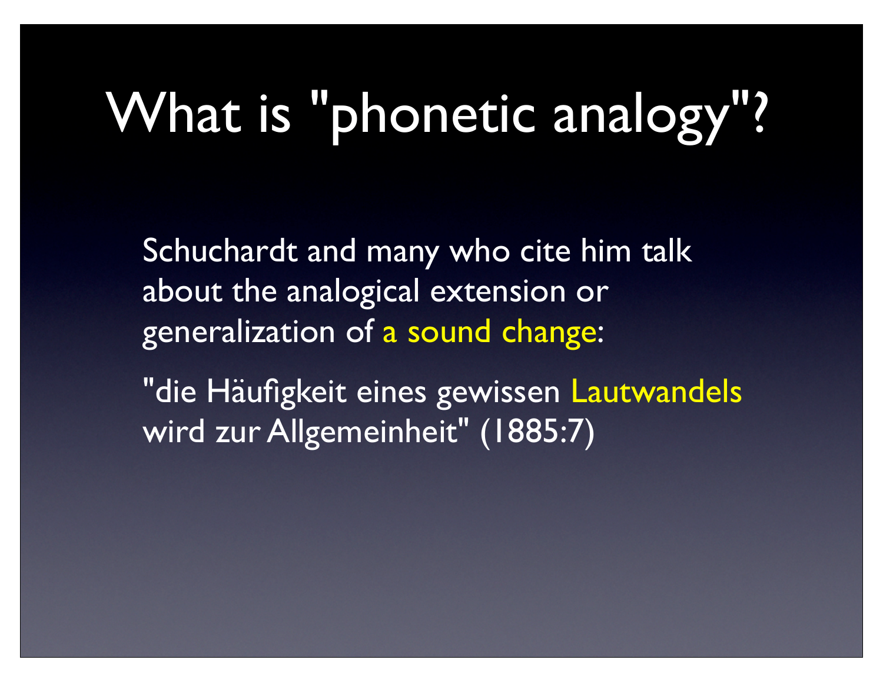# What is "phonetic analogy"?

Schuchardt and many who cite him talk about the analogical extension or generalization of a sound change:

"die Häufigkeit eines gewissen Lautwandels wird zur Allgemeinheit" (1885:7)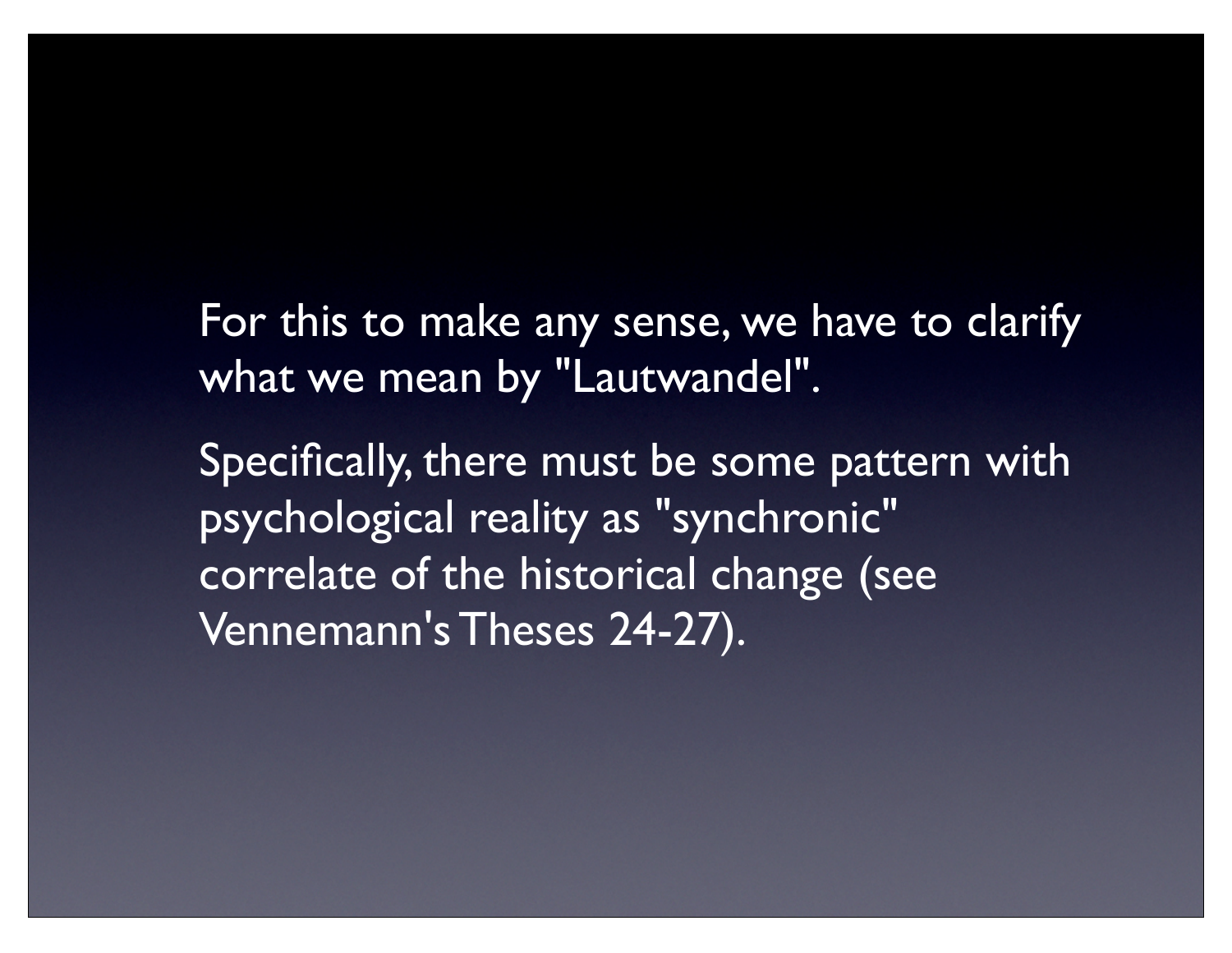For this to make any sense, we have to clarify what we mean by "Lautwandel".

Specifically, there must be some pattern with psychological reality as "synchronic" correlate of the historical change (see Vennemann's Theses 24-27).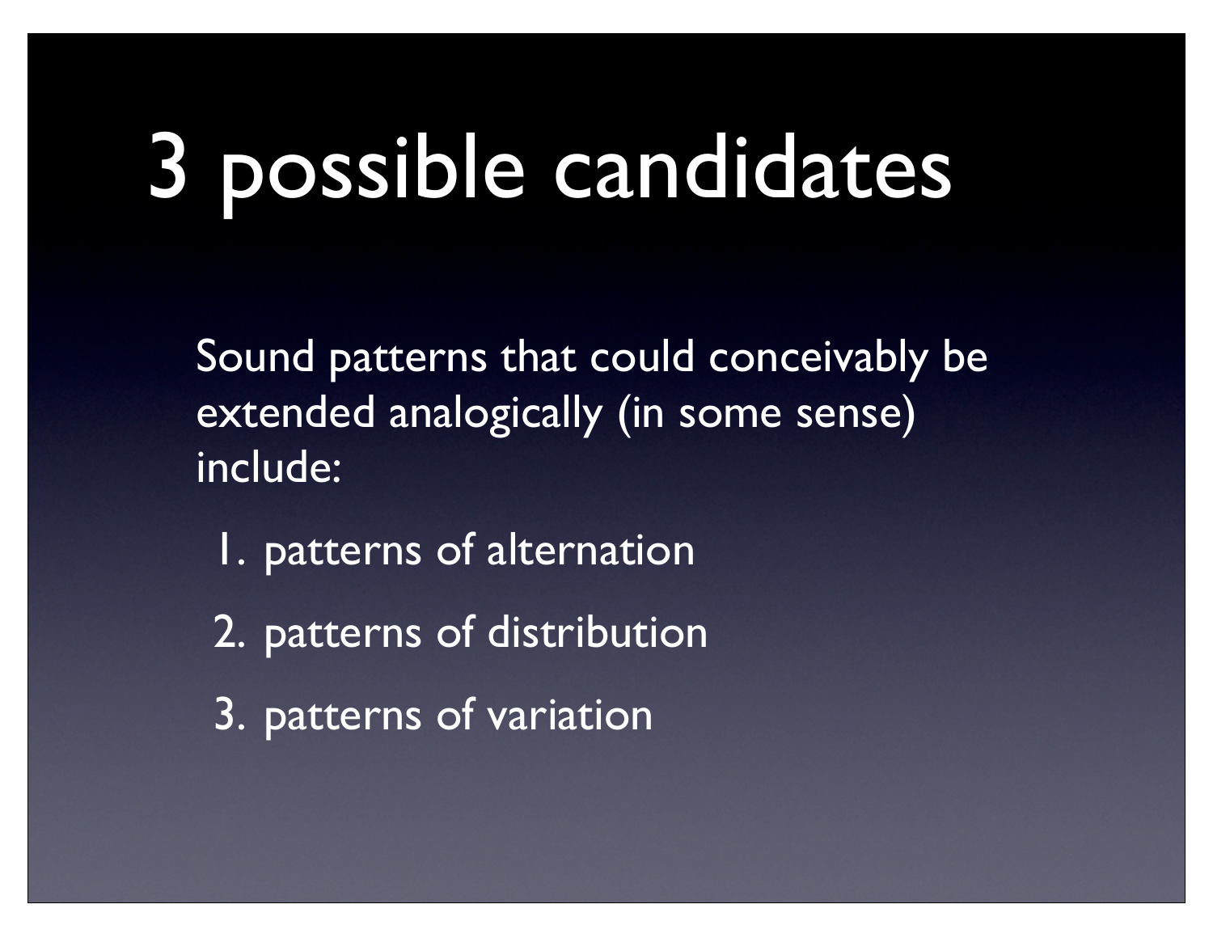# 3 possible candidates

Sound patterns that could conceivably be extended analogically (in some sense) include:

1. patterns of alternation
2. patterns of distribution
3. patterns of variation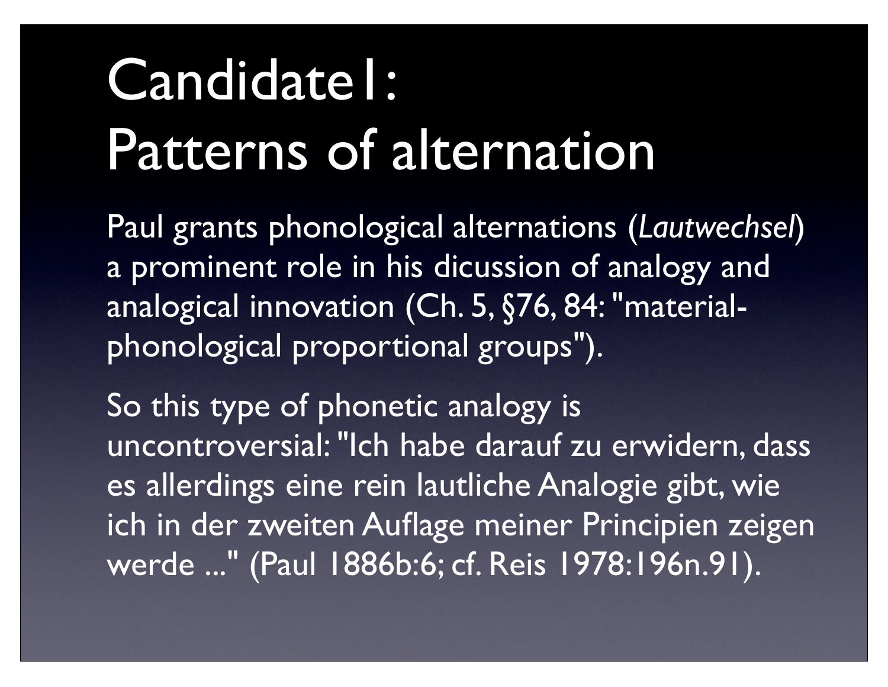# Candidate1: Patterns of alternation

Paul grants phonological alternations (*Lautwechsel*) a prominent role in his dicussion of analogy and analogical innovation (Ch. 5, §76, 84: "material-phonological proportional groups").

So this type of phonetic analogy is uncontroversial: "Ich habe darauf zu erwidern, dass es allerdings eine rein lautliche Analogie gibt, wie ich in der zweiten Auflage meiner Principien zeigen werde ..." (Paul 1886b:6; cf. Reis 1978:196n.91).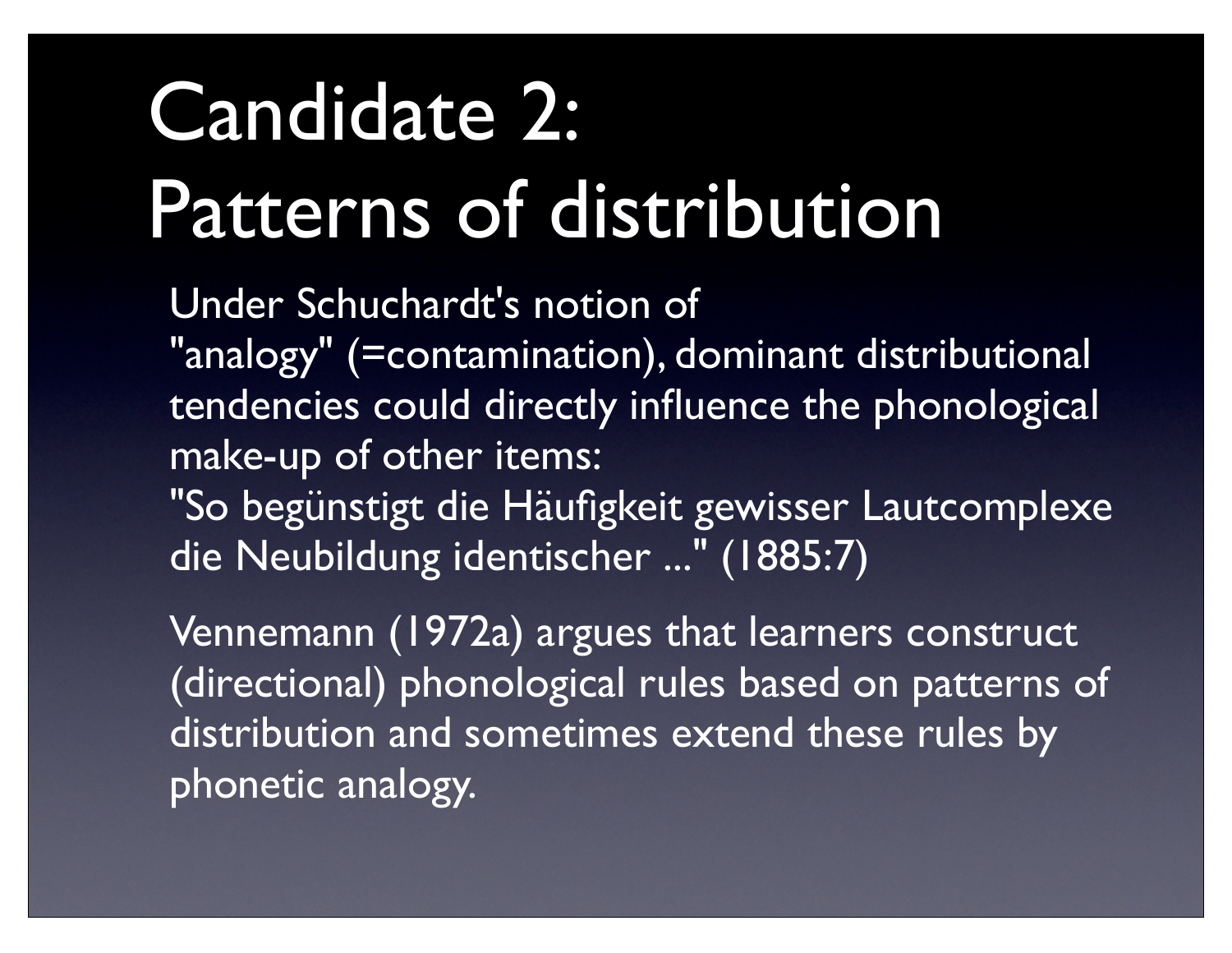# Candidate 2: Patterns of distribution

Under Schuchardt's notion of "analogy" (=contamination), dominant distributional tendencies could directly influence the phonological make-up of other items: "So begünstigt die Häufigkeit gewisser Lautcomplexe die Neubildung identischer ..." (1885:7)

Vennemann (1972a) argues that learners construct (directional) phonological rules based on patterns of distribution and sometimes extend these rules by phonetic analogy.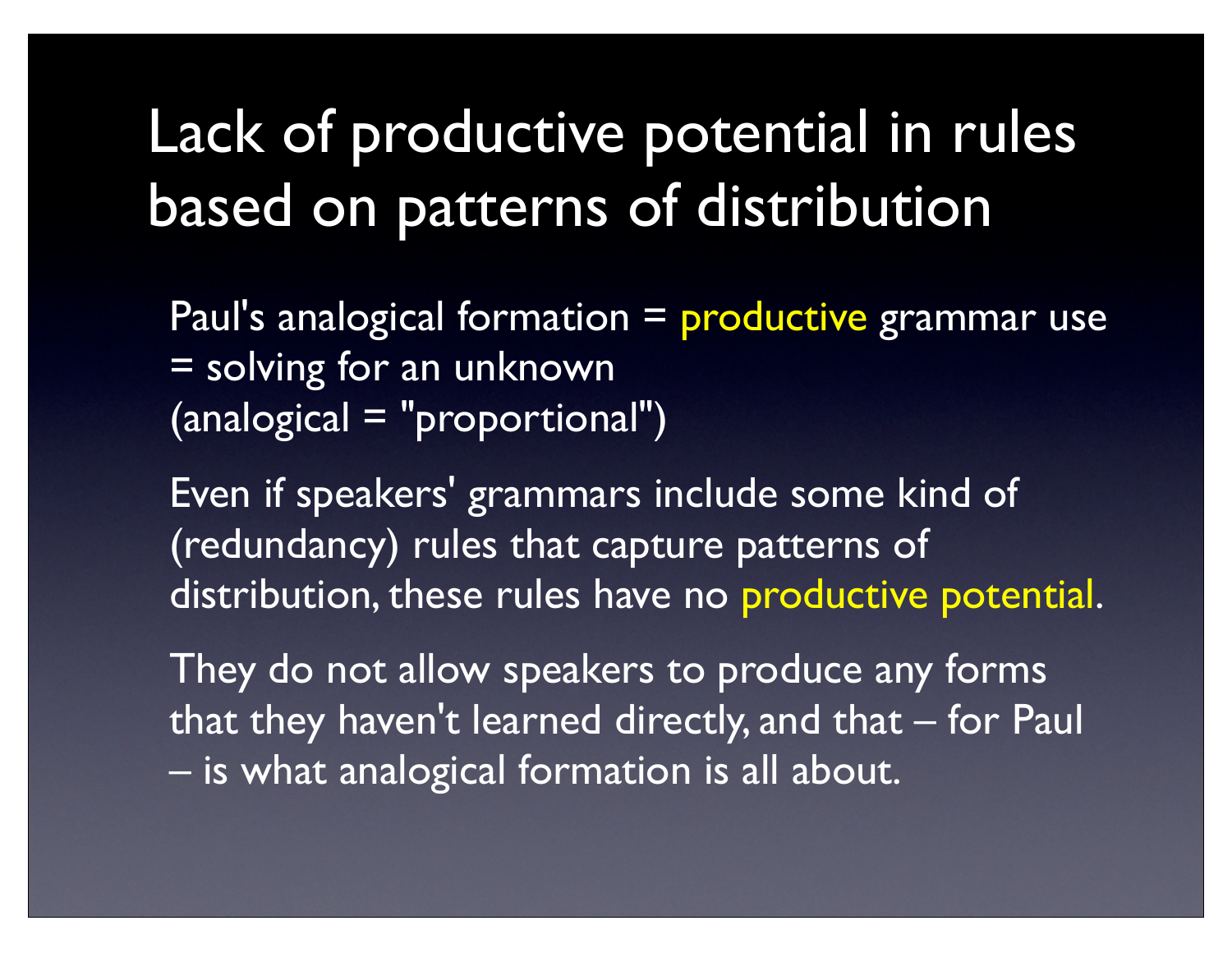# Lack of productive potential in rules based on patterns of distribution

Paul's analogical formation = productive grammar use = solving for an unknown (analogical = "proportional")

Even if speakers' grammars include some kind of (redundancy) rules that capture patterns of distribution, these rules have no productive potential.

They do not allow speakers to produce any forms that they haven't learned directly, and that – for Paul – is what analogical formation is all about.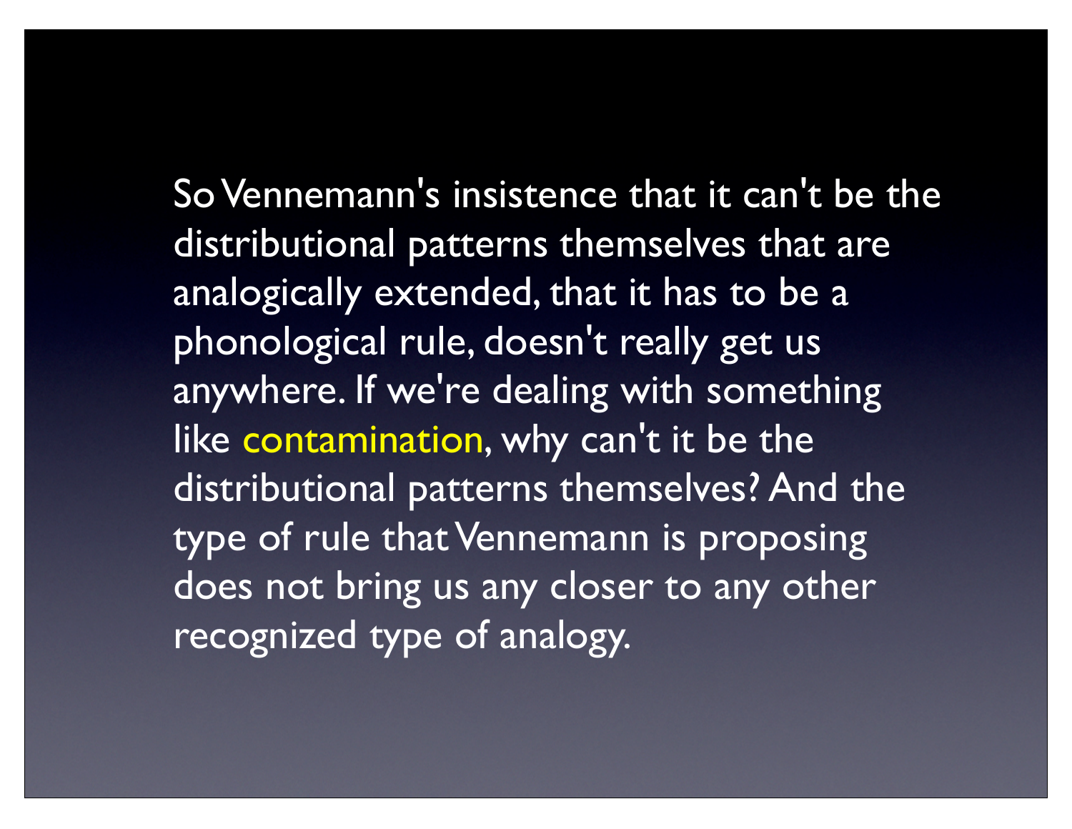So Vennemann's insistence that it can't be the distributional patterns themselves that are analogically extended, that it has to be a phonological rule, doesn't really get us anywhere. If we're dealing with something like contamination, why can't it be the distributional patterns themselves? And the type of rule that Vennemann is proposing does not bring us any closer to any other recognized type of analogy.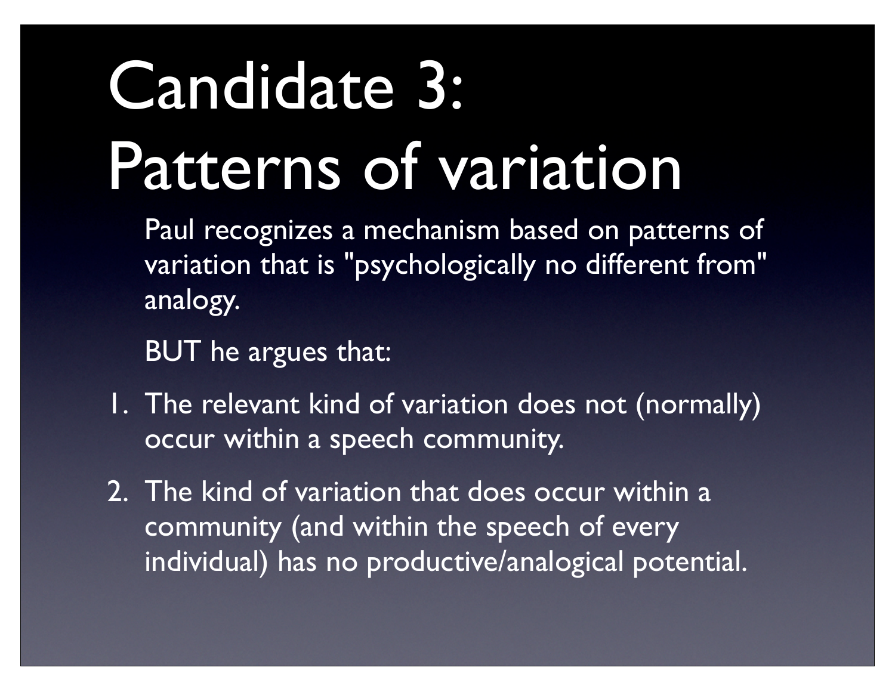# Candidate 3: Patterns of variation

Paul recognizes a mechanism based on patterns of variation that is "psychologically no different from" analogy.

BUT he argues that:

1. The relevant kind of variation does not (normally) occur within a speech community.
2. The kind of variation that does occur within a community (and within the speech of every individual) has no productive/analogical potential.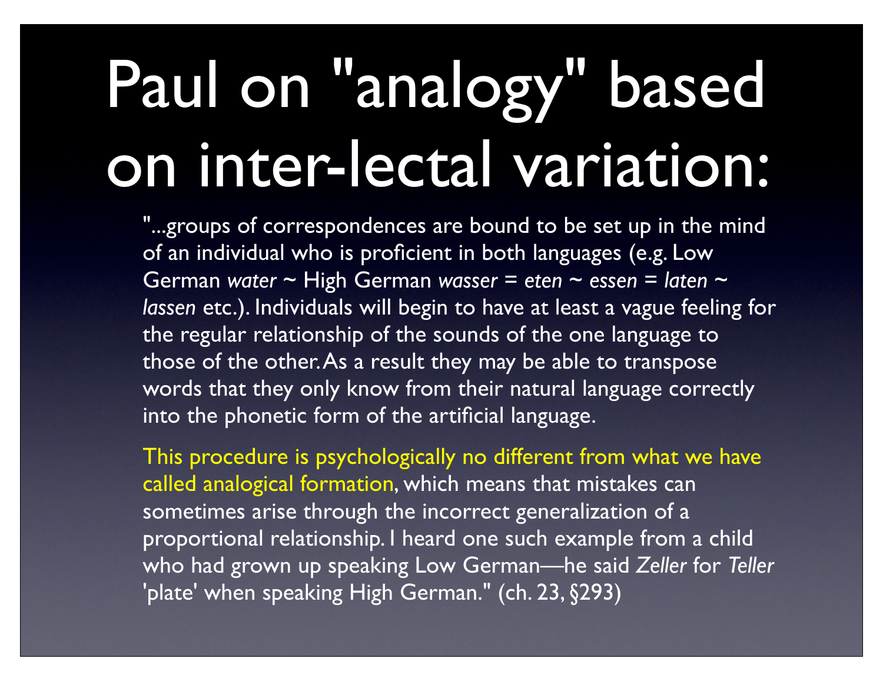# Paul on "analogy" based on inter-lectal variation:

"...groups of correspondences are bound to be set up in the mind of an individual who is proficient in both languages (e.g. Low German *water* ~ High German *wasser = eten ~ essen = laten ~ lassen* etc.). Individuals will begin to have at least a vague feeling for the regular relationship of the sounds of the one language to those of the other. As a result they may be able to transpose words that they only know from their natural language correctly into the phonetic form of the artificial language.

This procedure is psychologically no different from what we have called analogical formation, which means that mistakes can sometimes arise through the incorrect generalization of a proportional relationship. I heard one such example from a child who had grown up speaking Low German—he said *Zeller* for *Teller* 'plate' when speaking High German." (ch. 23, §293)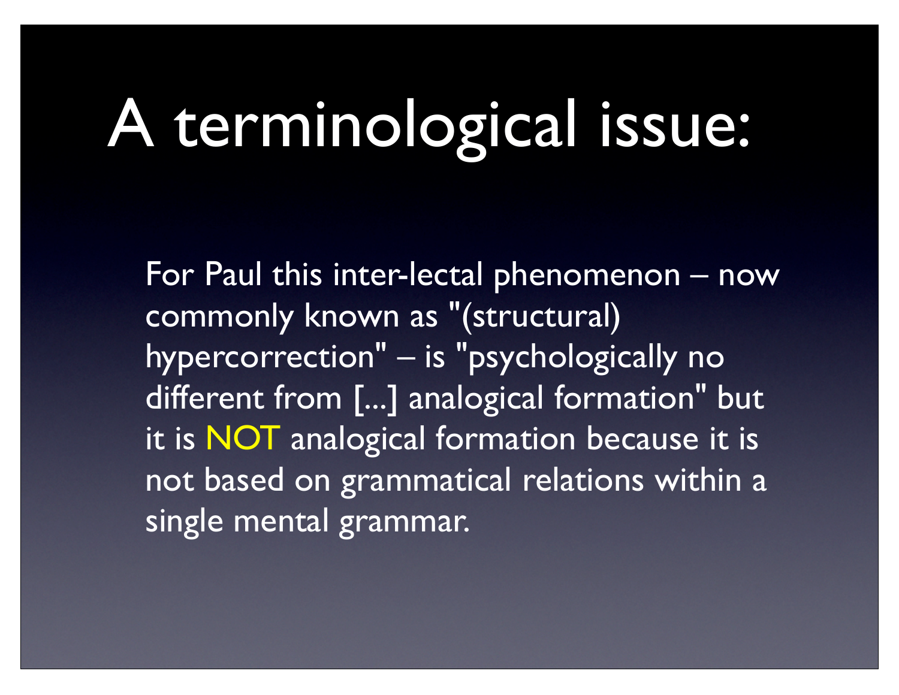# A terminological issue:

For Paul this inter-lectal phenomenon – now commonly known as "(structural) hypercorrection" – is "psychologically no different from [...] analogical formation" but it is NOT analogical formation because it is not based on grammatical relations within a single mental grammar.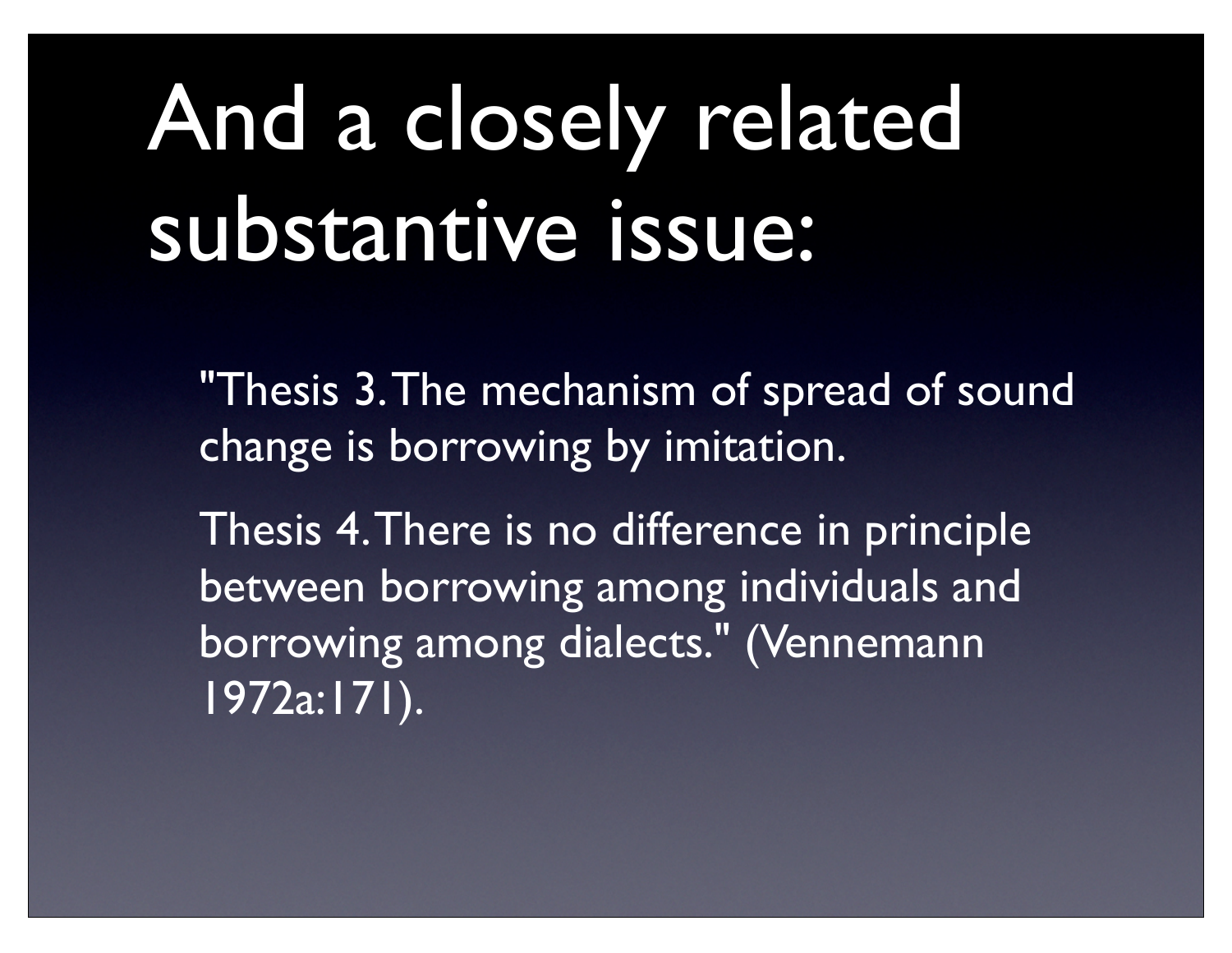# And a closely related substantive issue:

"Thesis 3. The mechanism of spread of sound change is borrowing by imitation.

Thesis 4. There is no difference in principle between borrowing among individuals and borrowing among dialects." (Vennemann 1972a:171).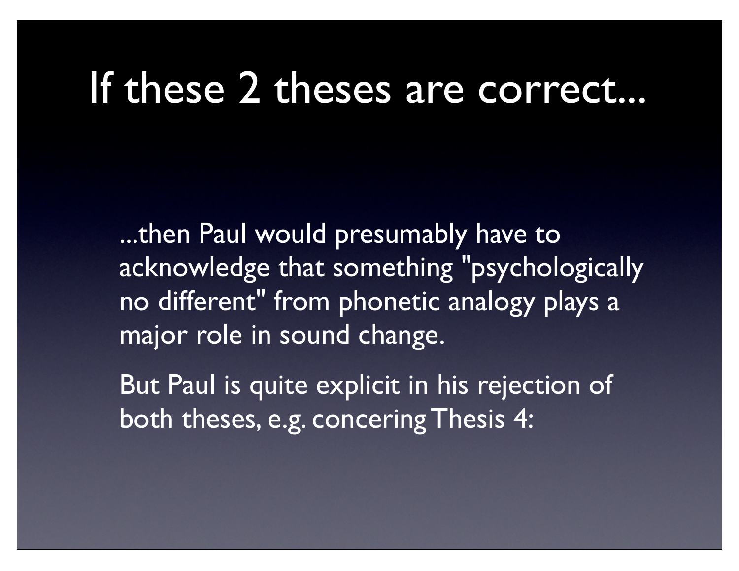# If these 2 theses are correct...

...then Paul would presumably have to acknowledge that something "psychologically no different" from phonetic analogy plays a major role in sound change.

But Paul is quite explicit in his rejection of both theses, e.g. concering Thesis 4: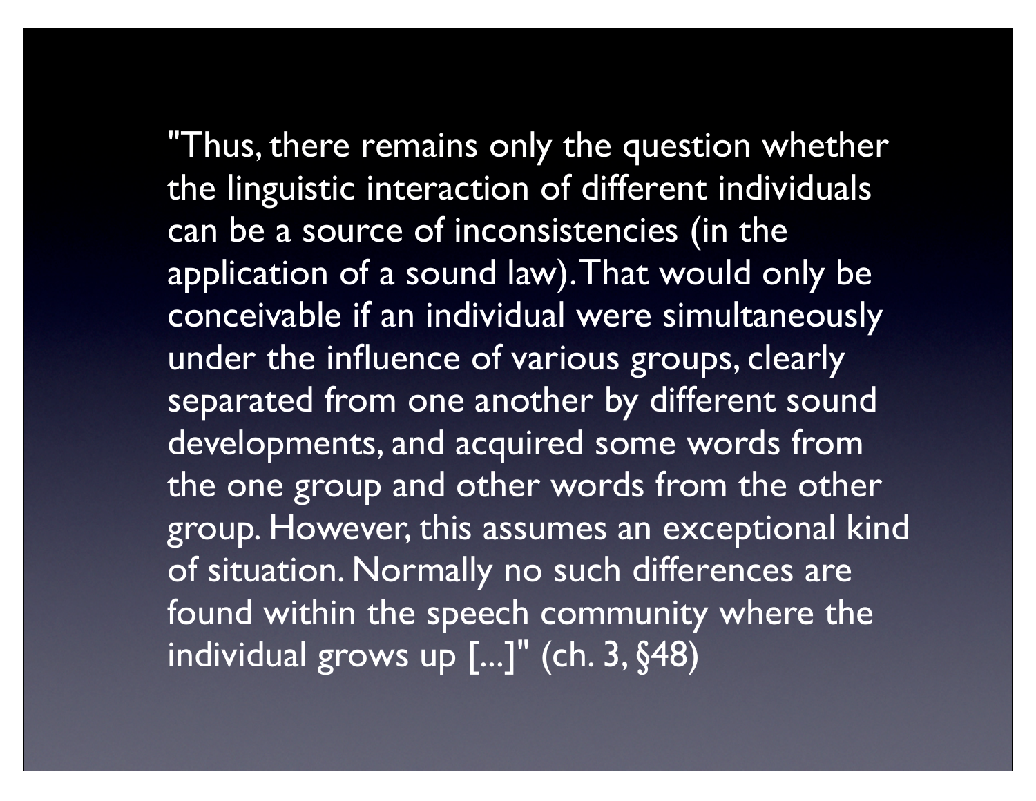"Thus, there remains only the question whether the linguistic interaction of different individuals can be a source of inconsistencies (in the application of a sound law). That would only be conceivable if an individual were simultaneously under the influence of various groups, clearly separated from one another by different sound developments, and acquired some words from the one group and other words from the other group. However, this assumes an exceptional kind of situation. Normally no such differences are found within the speech community where the individual grows up [...]" (ch. 3, §48)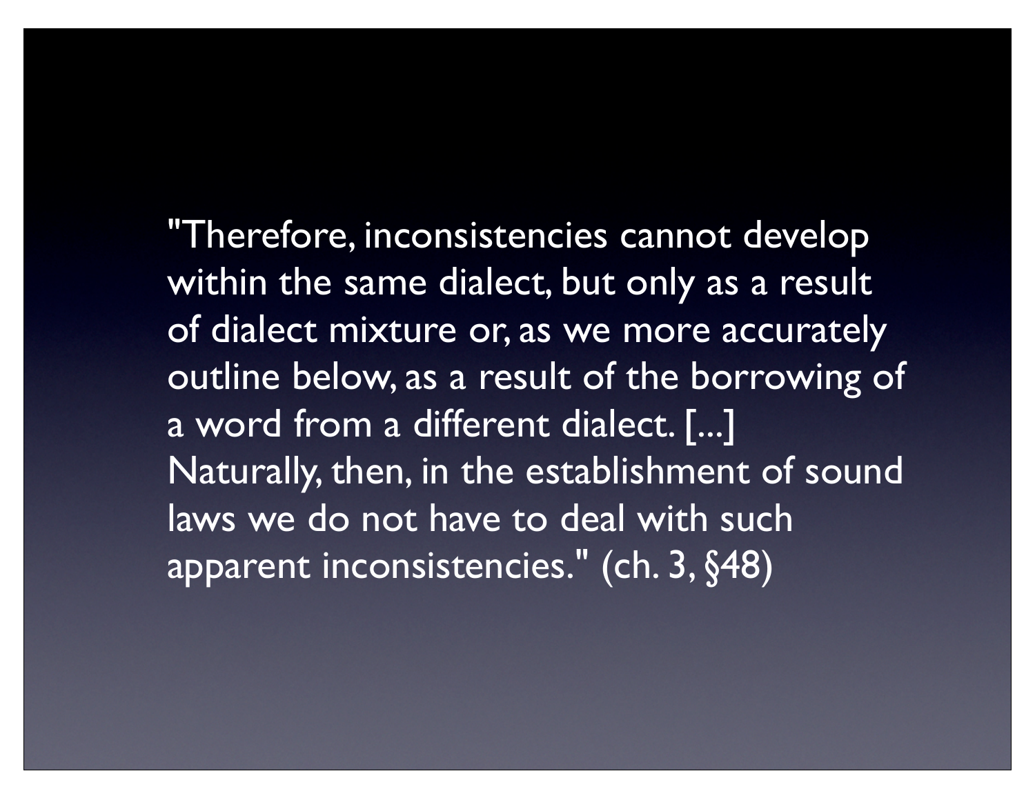"Therefore, inconsistencies cannot develop within the same dialect, but only as a result of dialect mixture or, as we more accurately outline below, as a result of the borrowing of a word from a different dialect. [...] Naturally, then, in the establishment of sound laws we do not have to deal with such apparent inconsistencies." (ch. 3, §48)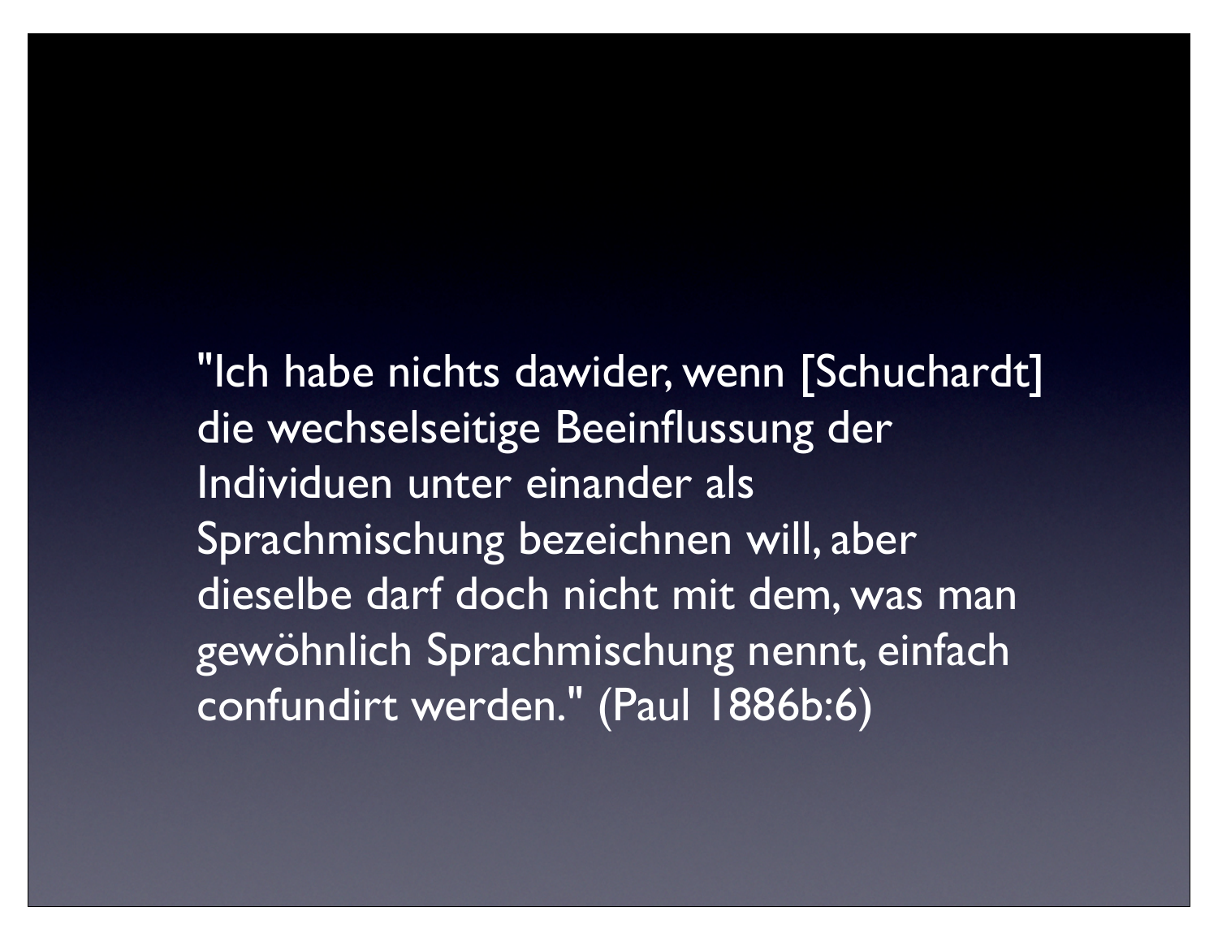"Ich habe nichts dawider, wenn [Schuchardt] die wechselseitige Beeinflussung der Individuen unter einander als Sprachmischung bezeichnen will, aber dieselbe darf doch nicht mit dem, was man gewöhnlich Sprachmischung nennt, einfach confundirt werden." (Paul 1886b:6)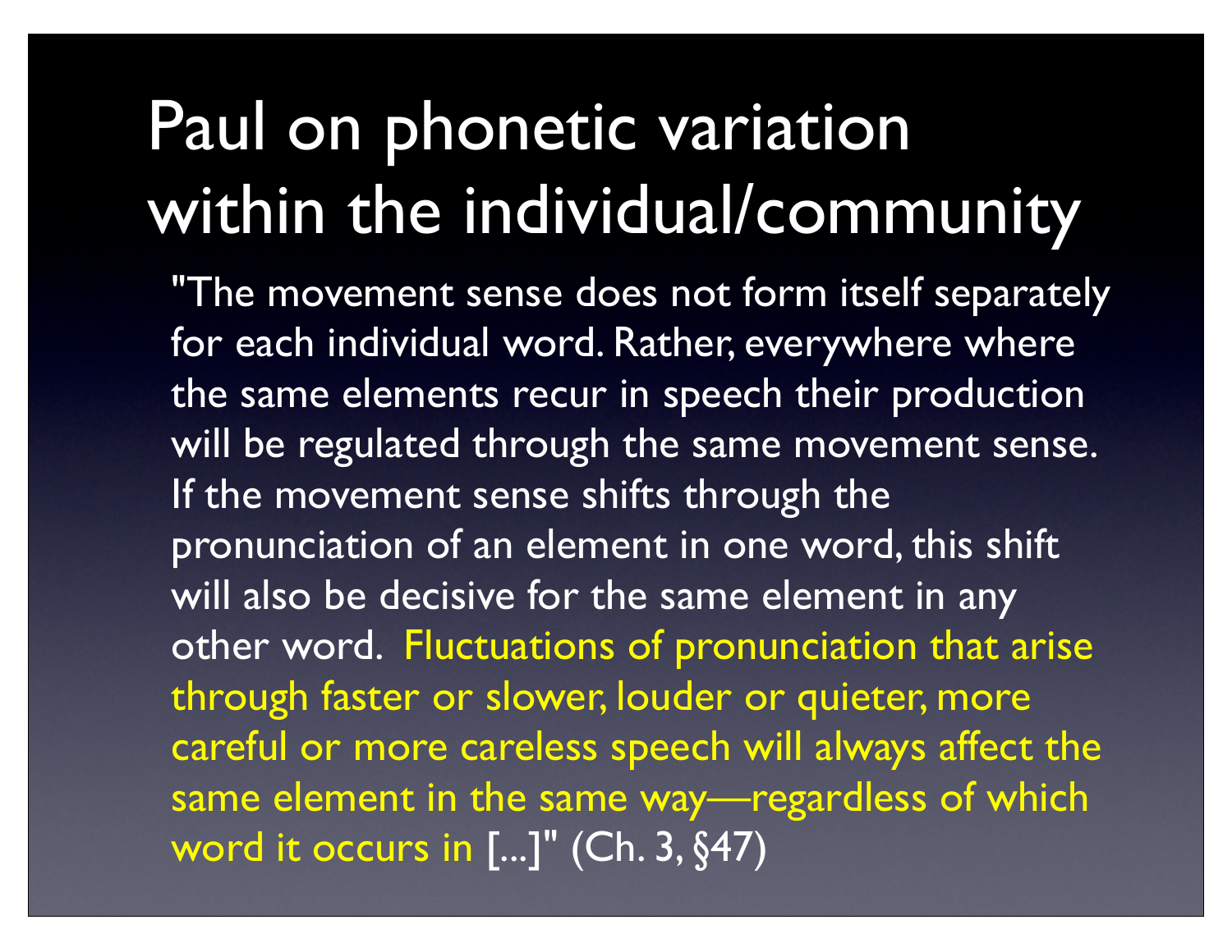# Paul on phonetic variation within the individual/community

"The movement sense does not form itself separately for each individual word. Rather, everywhere where the same elements recur in speech their production will be regulated through the same movement sense. If the movement sense shifts through the pronunciation of an element in one word, this shift will also be decisive for the same element in any other word. Fluctuations of pronunciation that arise through faster or slower, louder or quieter, more careful or more careless speech will always affect the same element in the same way—regardless of which word it occurs in [...]" (Ch. 3, §47)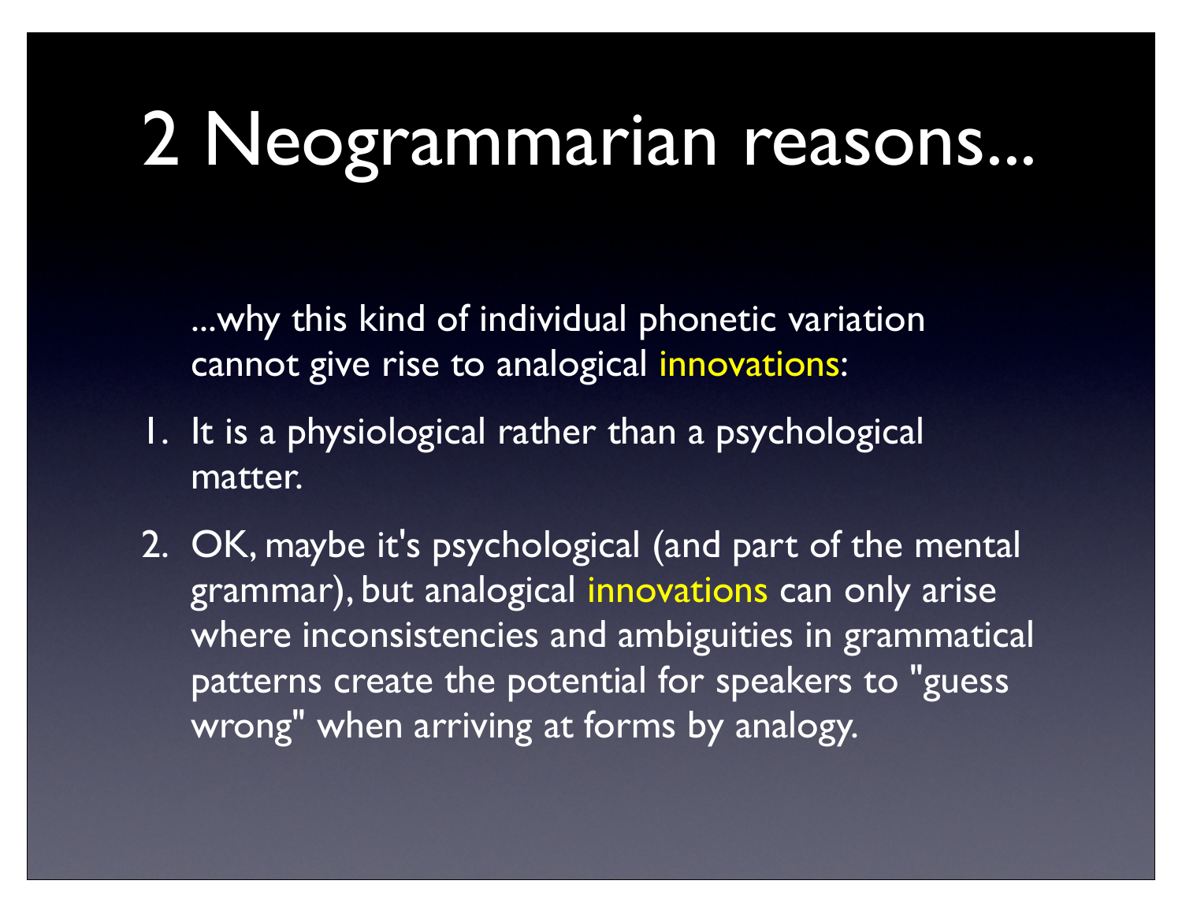# 2 Neogrammarian reasons...

...why this kind of individual phonetic variation cannot give rise to analogical innovations:

1. It is a physiological rather than a psychological matter.
2. OK, maybe it's psychological (and part of the mental grammar), but analogical innovations can only arise where inconsistencies and ambiguities in grammatical patterns create the potential for speakers to "guess wrong" when arriving at forms by analogy.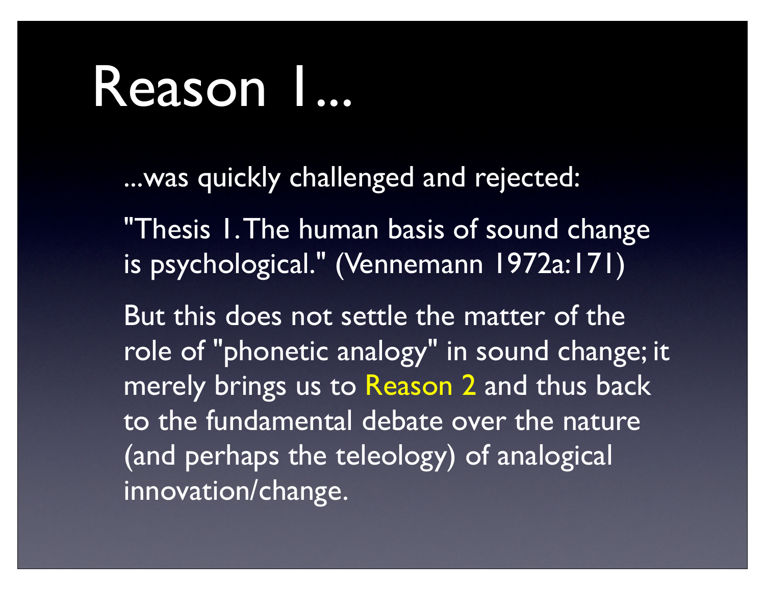# Reason 1...

...was quickly challenged and rejected:

"Thesis 1. The human basis of sound change is psychological." (Vennemann 1972a:171)

But this does not settle the matter of the role of "phonetic analogy" in sound change; it merely brings us to Reason 2 and thus back to the fundamental debate over the nature (and perhaps the teleology) of analogical innovation/change.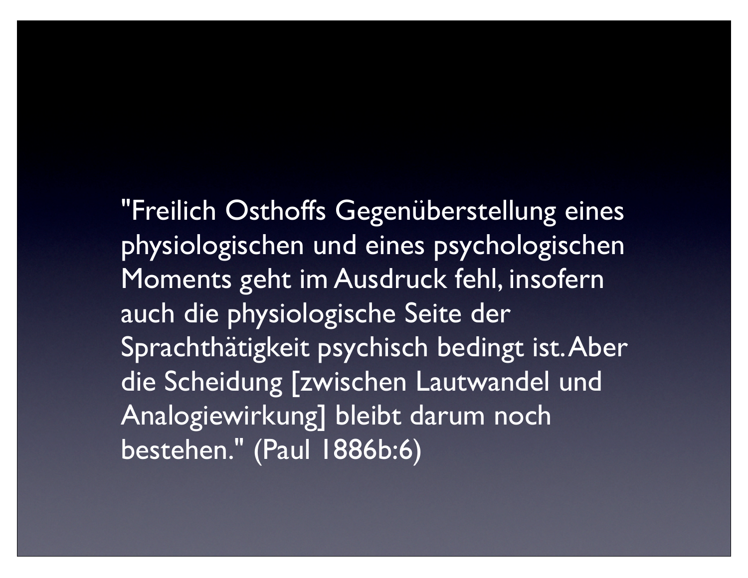"Freilich Osthoffs Gegenüberstellung eines physiologischen und eines psychologischen Moments geht im Ausdruck fehl, insofern auch die physiologische Seite der Sprachthätigkeit psychisch bedingt ist. Aber die Scheidung [zwischen Lautwandel und Analogiewirkung] bleibt darum noch bestehen." (Paul 1886b:6)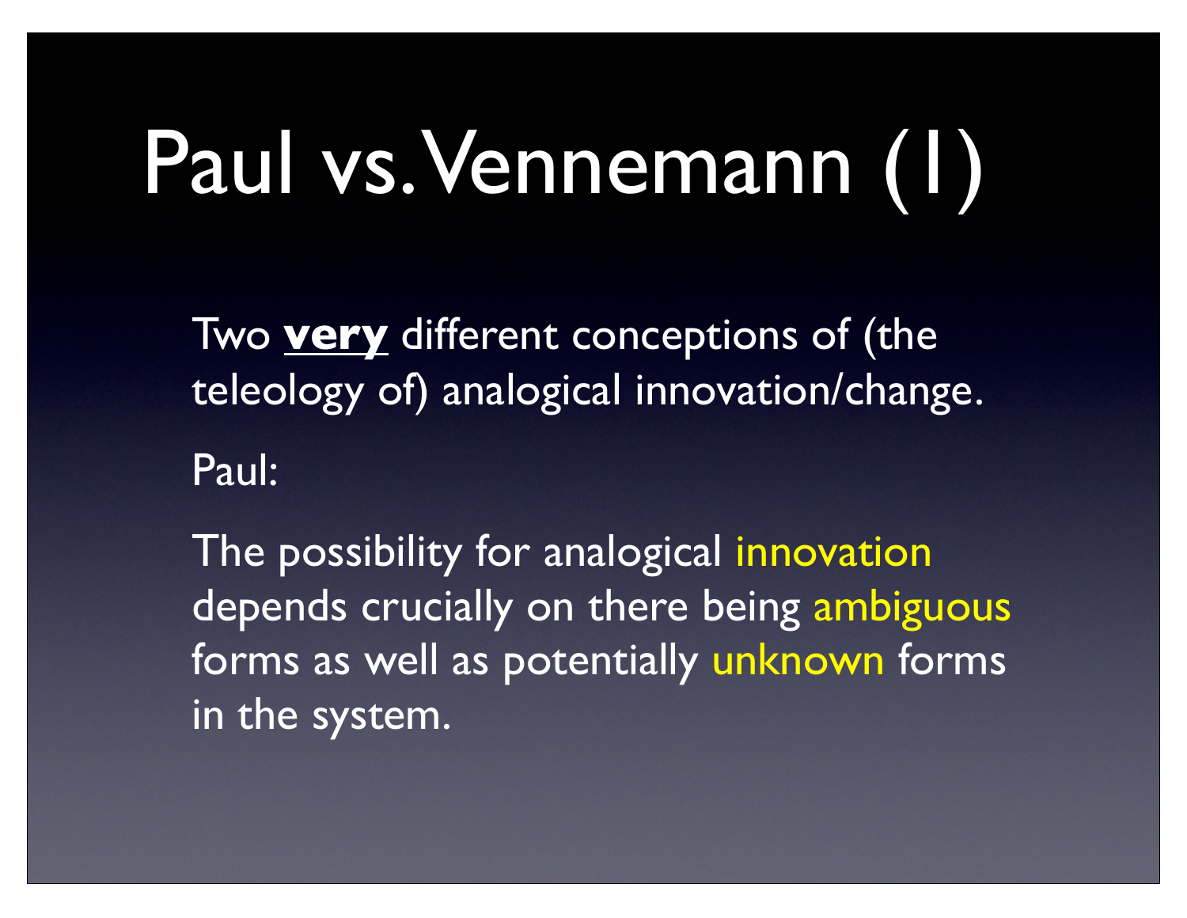# Paul vs. Vennemann (1)

Two **very** different conceptions of (the teleology of) analogical innovation/change.

Paul:

The possibility for analogical innovation depends crucially on there being ambiguous forms as well as potentially unknown forms in the system.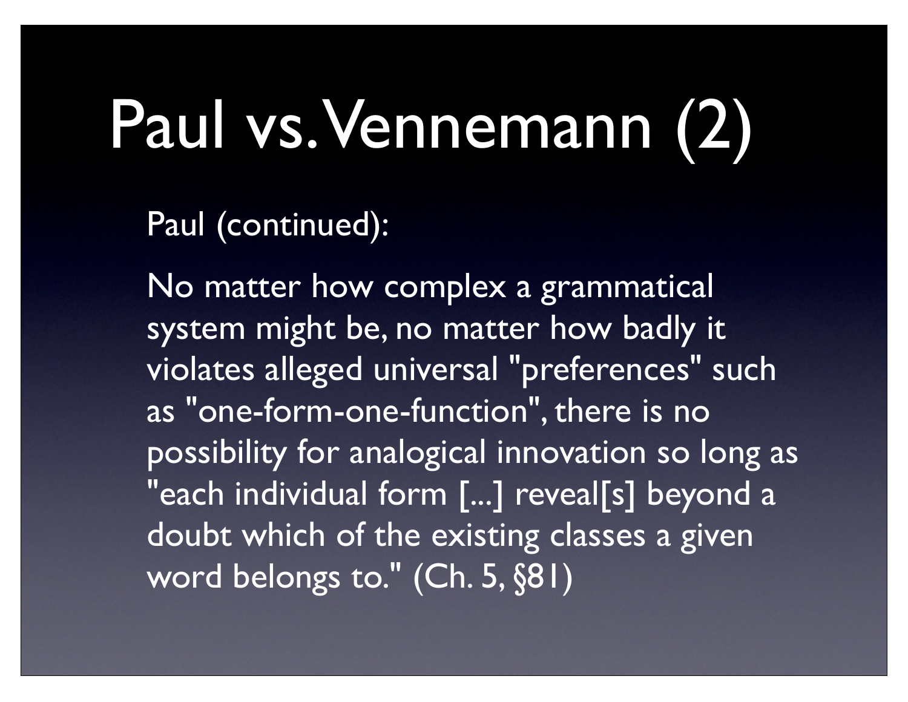# Paul vs. Vennemann (2)

Paul (continued):

No matter how complex a grammatical system might be, no matter how badly it violates alleged universal "preferences" such as "one-form-one-function", there is no possibility for analogical innovation so long as "each individual form [...] reveal[s] beyond a doubt which of the existing classes a given word belongs to." (Ch. 5, §81)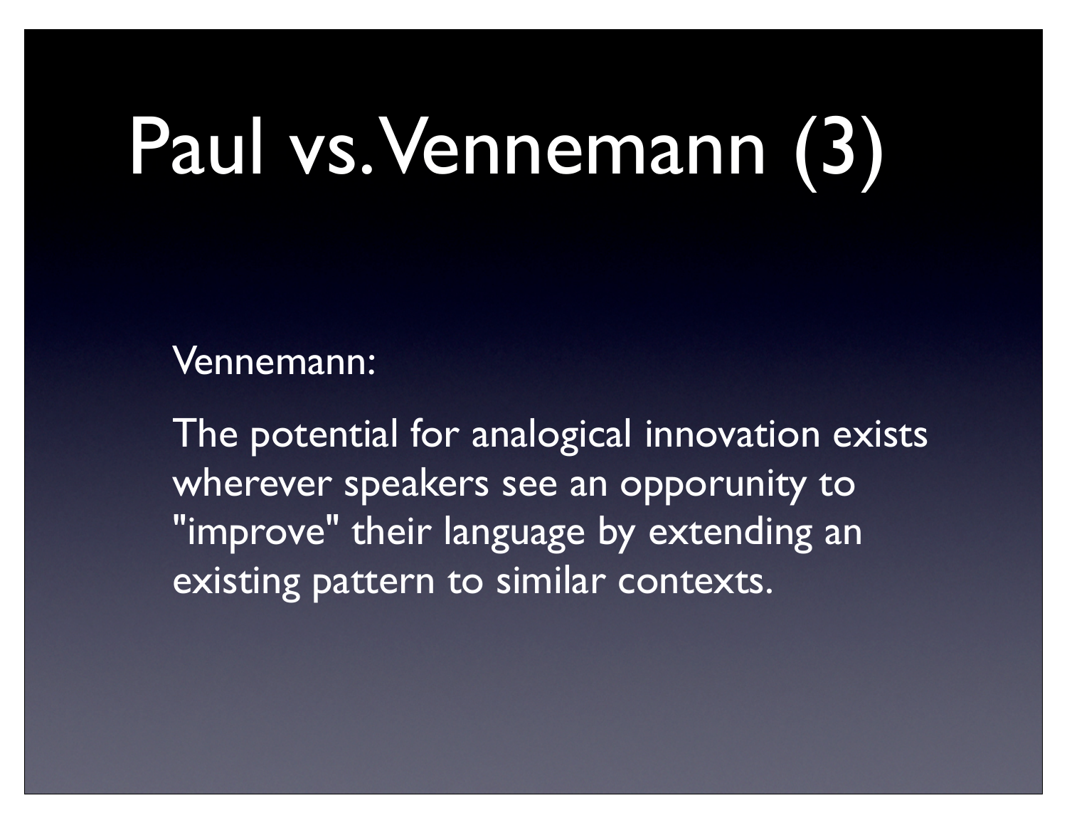# Paul vs. Vennemann (3)

Vennemann:

The potential for analogical innovation exists wherever speakers see an opporunity to "improve" their language by extending an existing pattern to similar contexts.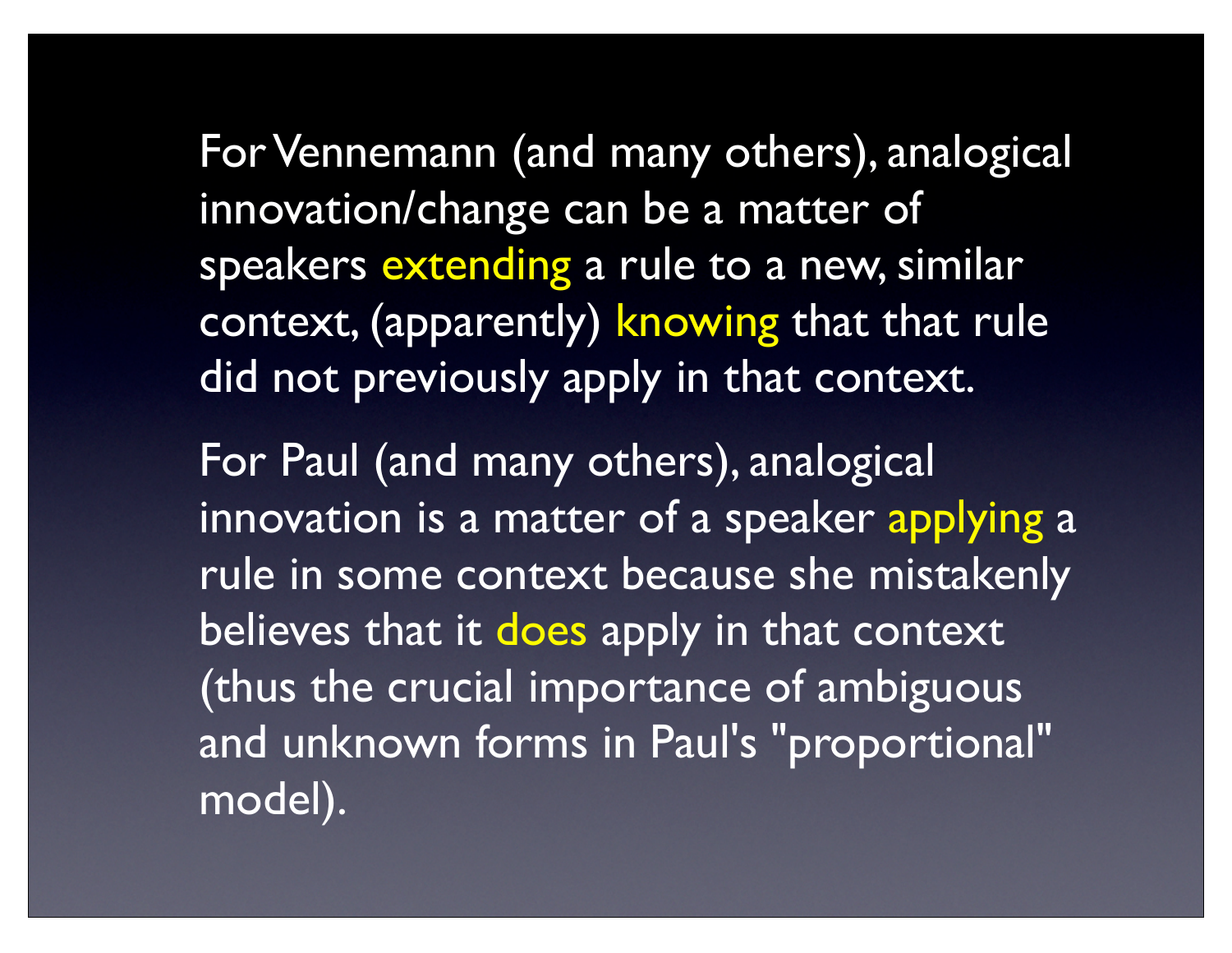For Vennemann (and many others), analogical innovation/change can be a matter of speakers **extending** a rule to a new, similar context, (apparently) **knowing** that that rule did not previously apply in that context.

For Paul (and many others), analogical innovation is a matter of a speaker **applying** a rule in some context because she mistakenly believes that it **does** apply in that context (thus the crucial importance of ambiguous and unknown forms in Paul's "proportional" model).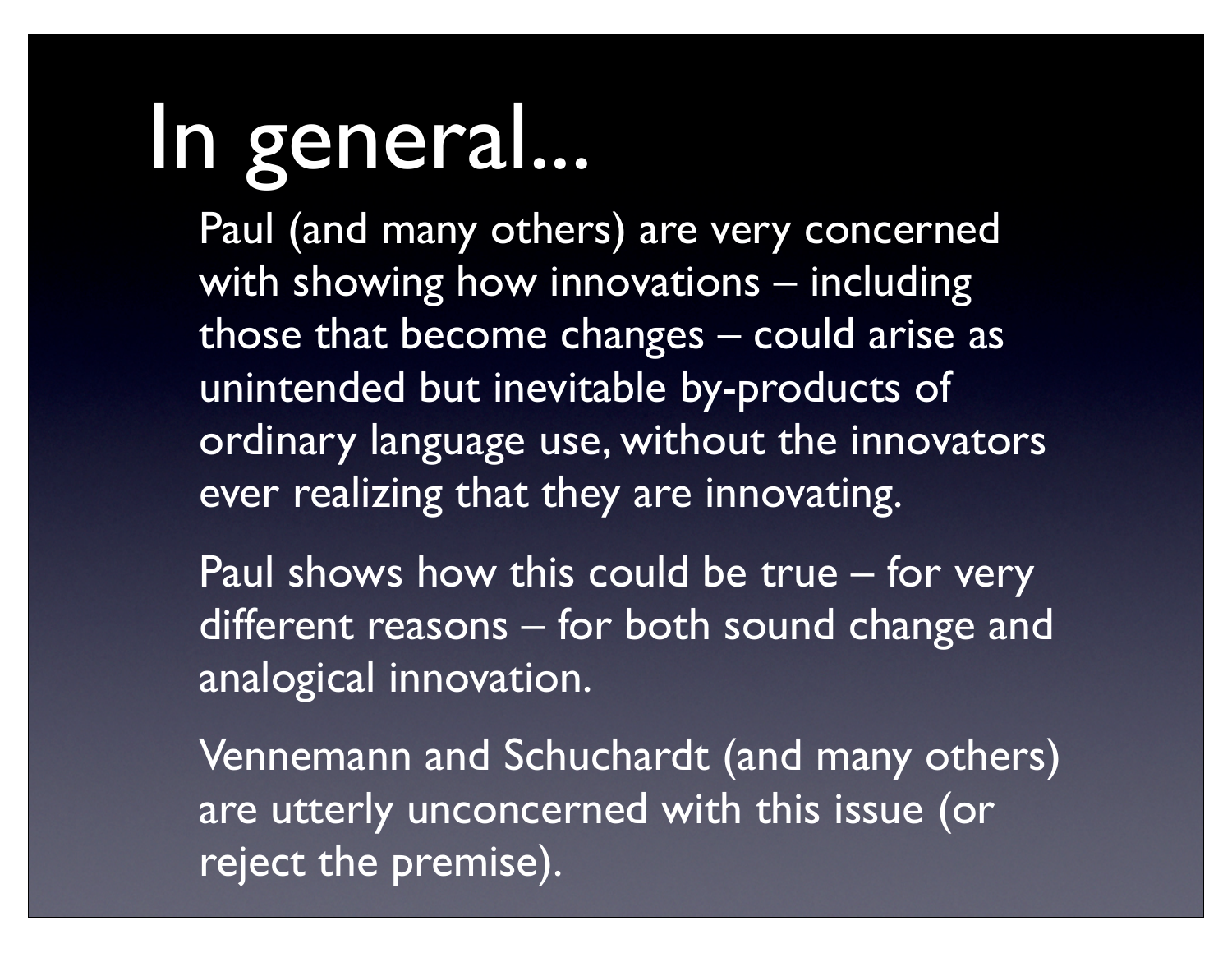# In general...

Paul (and many others) are very concerned with showing how innovations – including those that become changes – could arise as unintended but inevitable by-products of ordinary language use, without the innovators ever realizing that they are innovating.

Paul shows how this could be true – for very different reasons – for both sound change and analogical innovation.

Vennemann and Schuchardt (and many others) are utterly unconcerned with this issue (or reject the premise).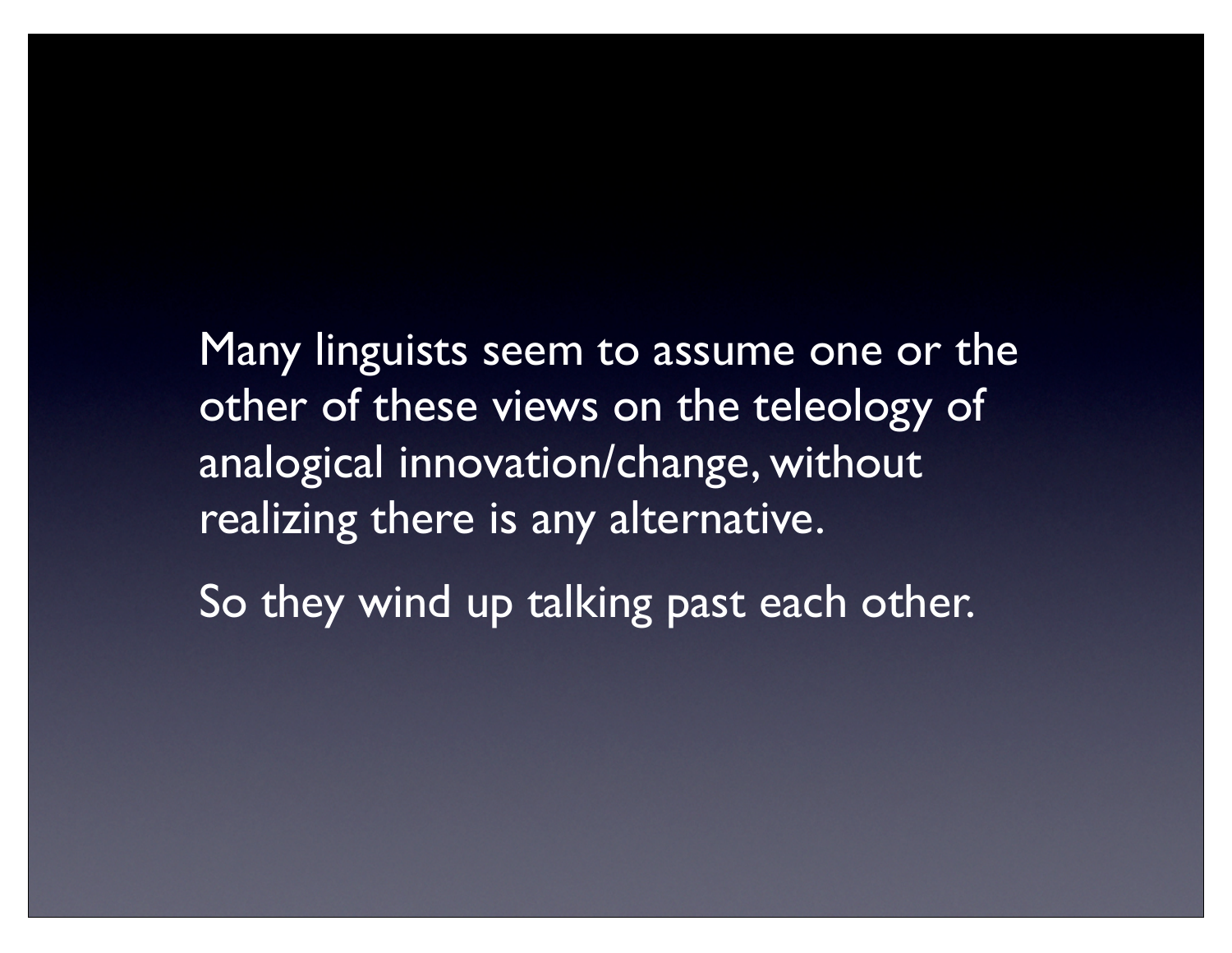Many linguists seem to assume one or the other of these views on the teleology of analogical innovation/change, without realizing there is any alternative.

So they wind up talking past each other.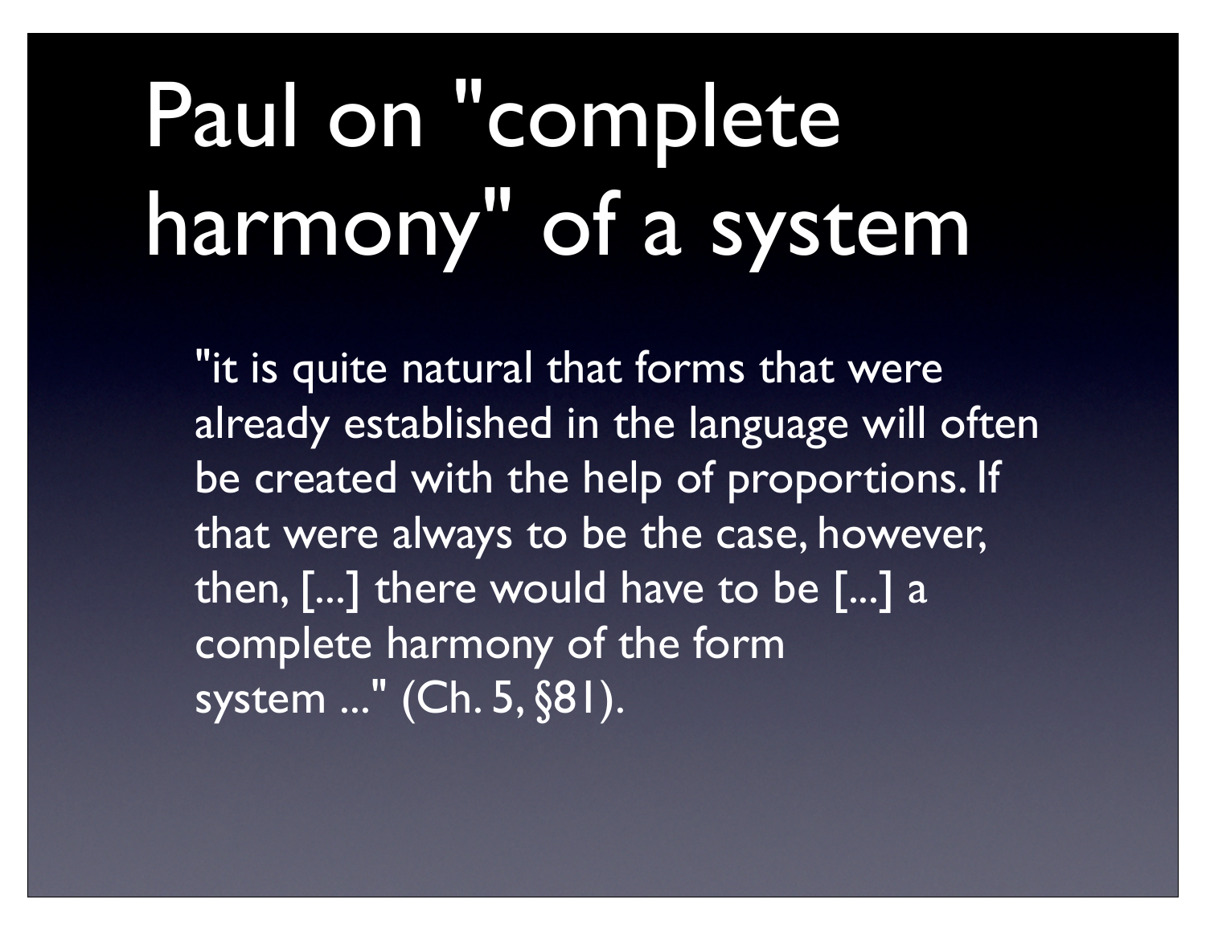# Paul on "complete harmony" of a system

"it is quite natural that forms that were already established in the language will often be created with the help of proportions. If that were always to be the case, however, then, [...] there would have to be [...] a complete harmony of the form system ..." (Ch. 5, §81).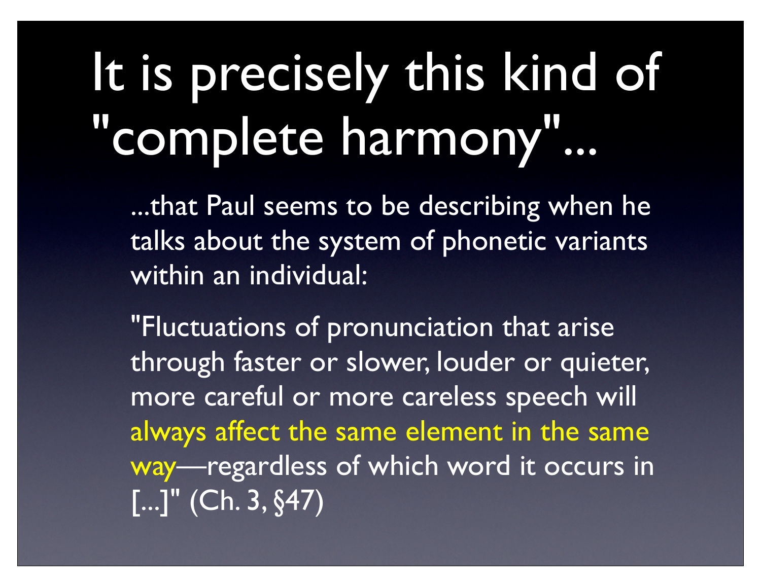# It is precisely this kind of "complete harmony"...

...that Paul seems to be describing when he talks about the system of phonetic variants within an individual:

"Fluctuations of pronunciation that arise through faster or slower, louder or quieter, more careful or more careless speech will always affect the same element in the same way—regardless of which word it occurs in [...]" (Ch. 3, §47)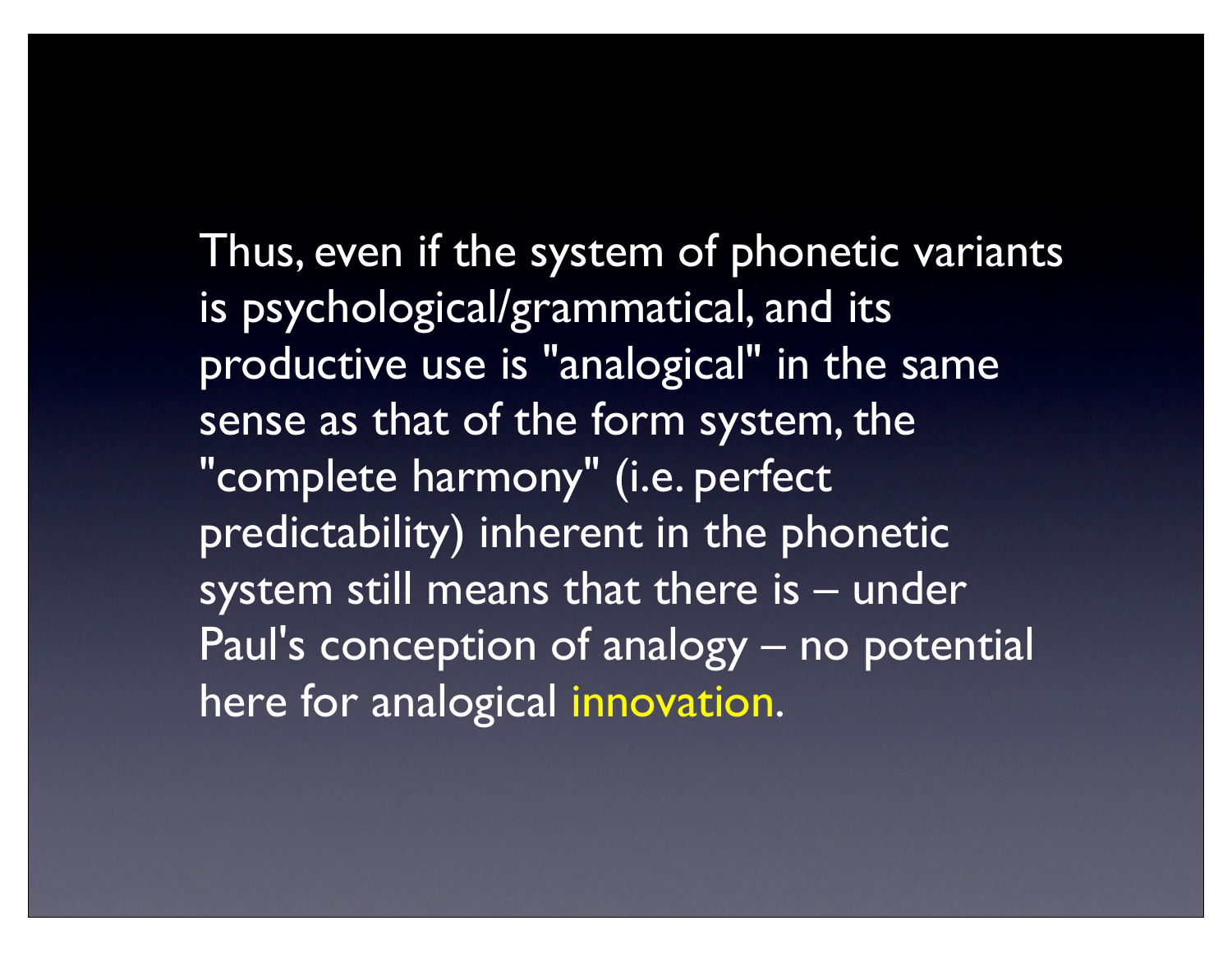Thus, even if the system of phonetic variants is psychological/grammatical, and its productive use is "analogical" in the same sense as that of the form system, the "complete harmony" (i.e. perfect predictability) inherent in the phonetic system still means that there is – under Paul's conception of analogy – no potential here for analogical innovation.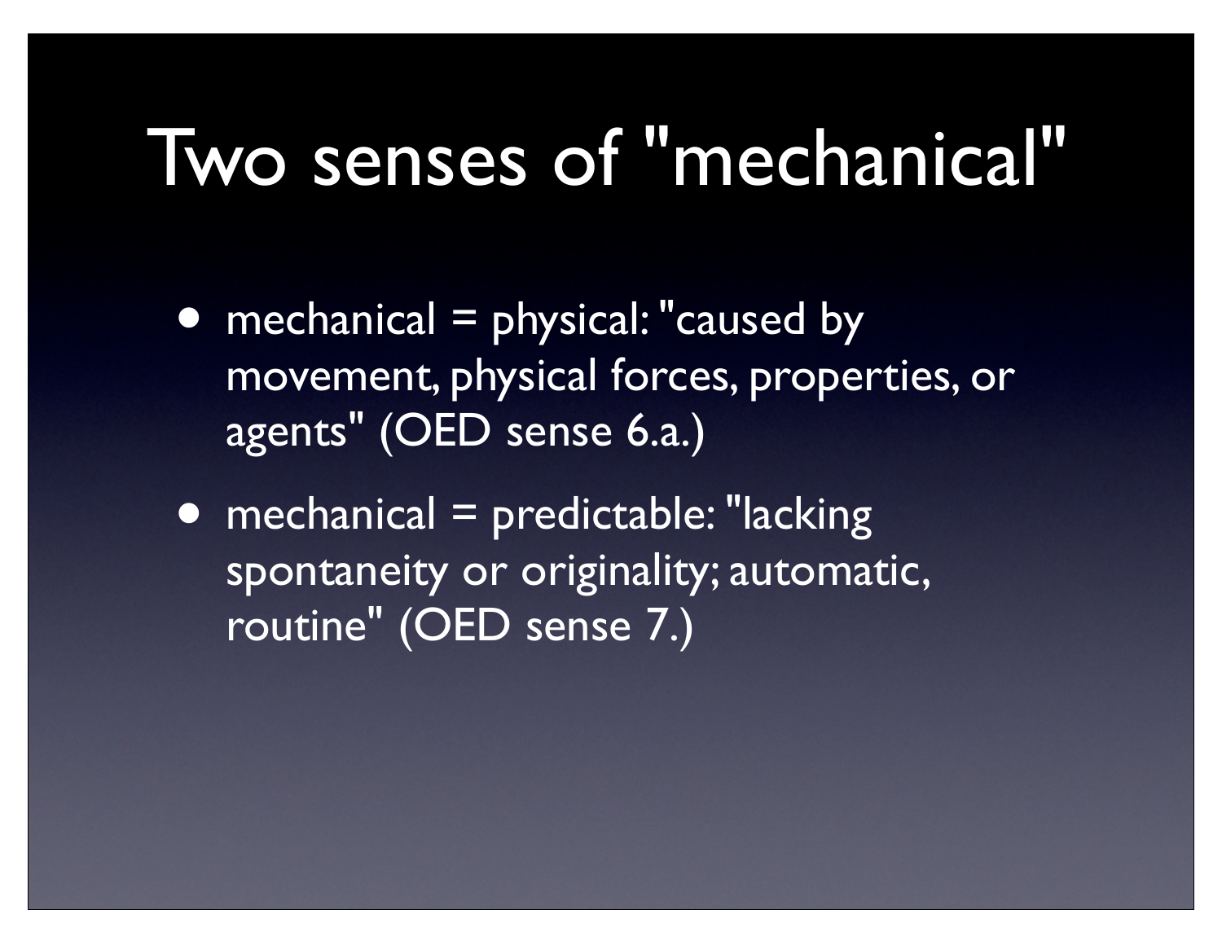# Two senses of "mechanical"

- mechanical = physical: "caused by movement, physical forces, properties, or agents" (OED sense 6.a.)
- mechanical = predictable: "lacking spontaneity or originality; automatic, routine" (OED sense 7.)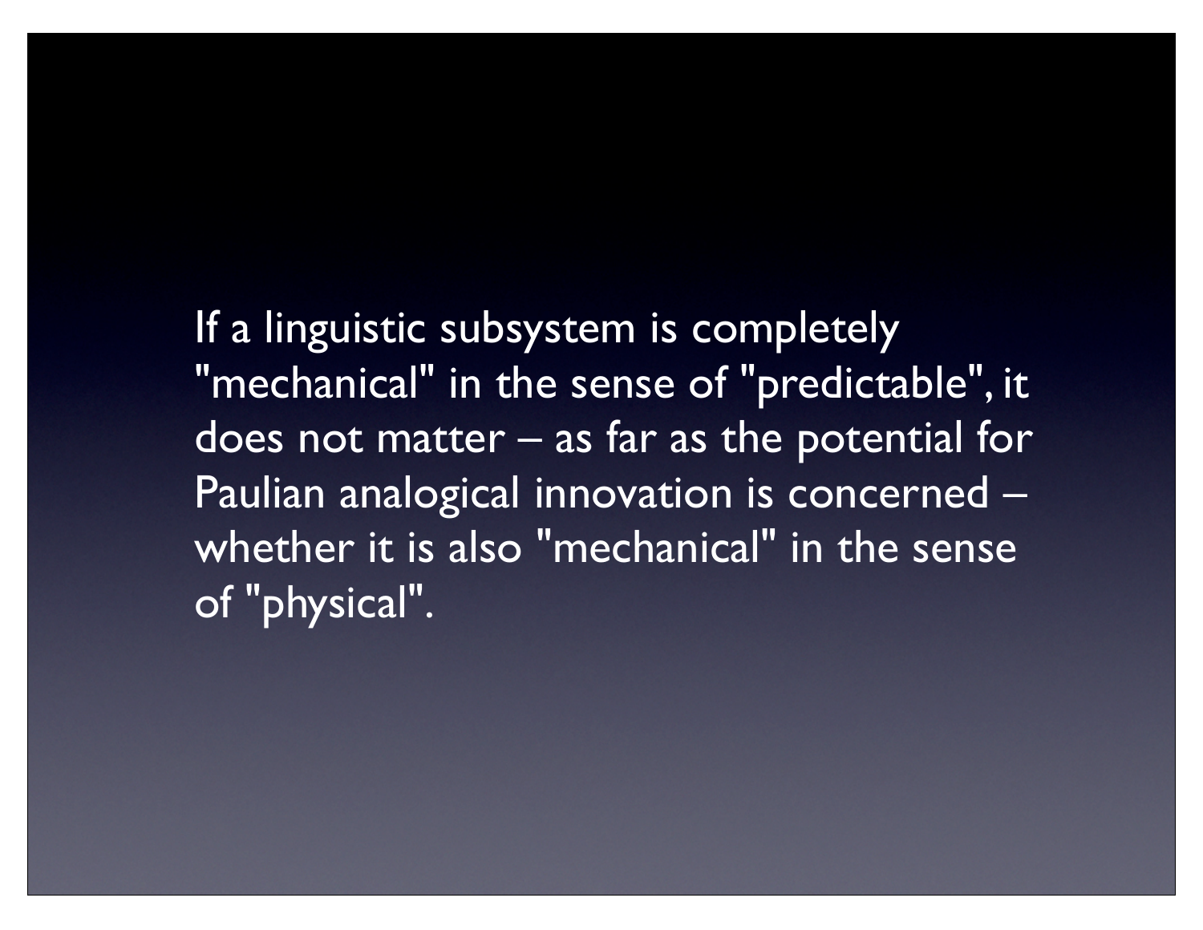If a linguistic subsystem is completely "mechanical" in the sense of "predictable", it does not matter – as far as the potential for Paulian analogical innovation is concerned – whether it is also "mechanical" in the sense of "physical".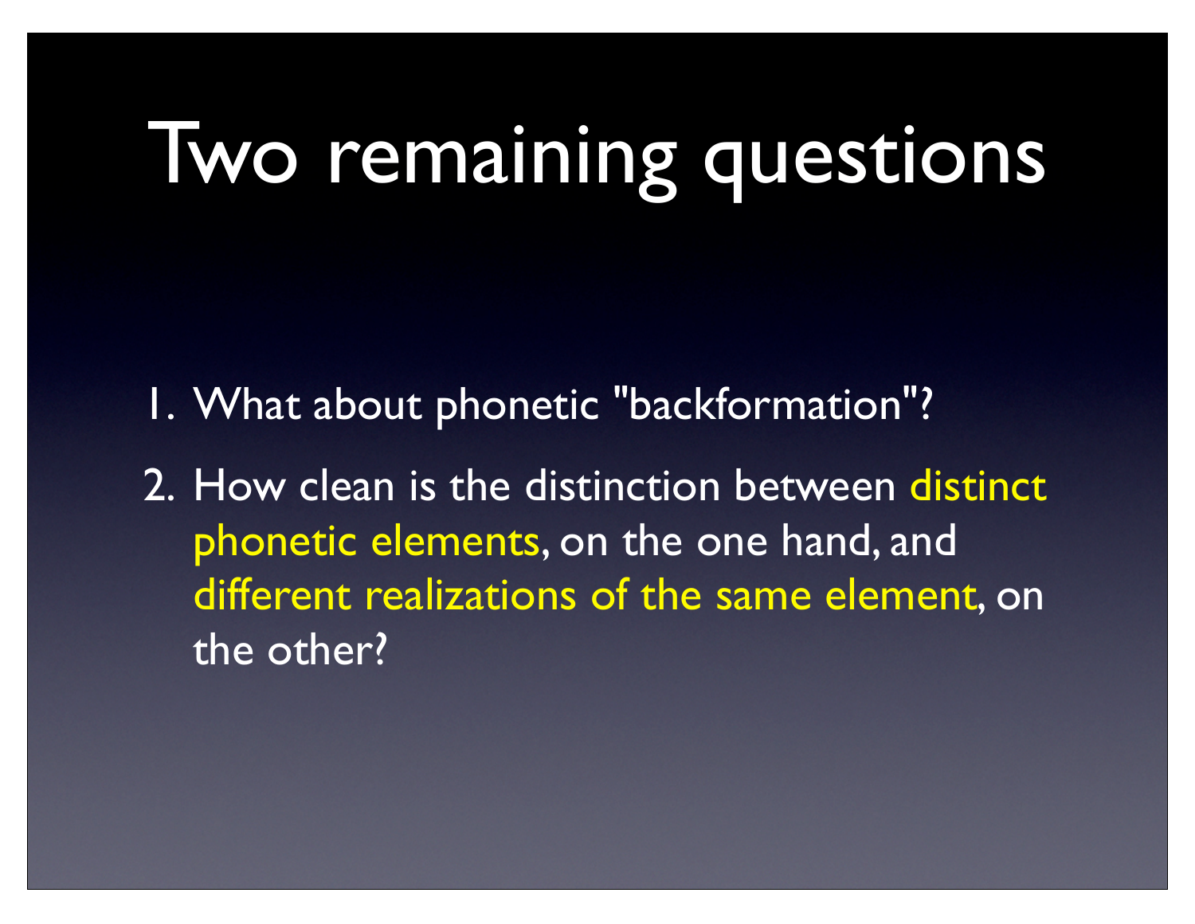# Two remaining questions

1. What about phonetic "backformation"?
2. How clean is the distinction between distinct phonetic elements, on the one hand, and different realizations of the same element, on the other?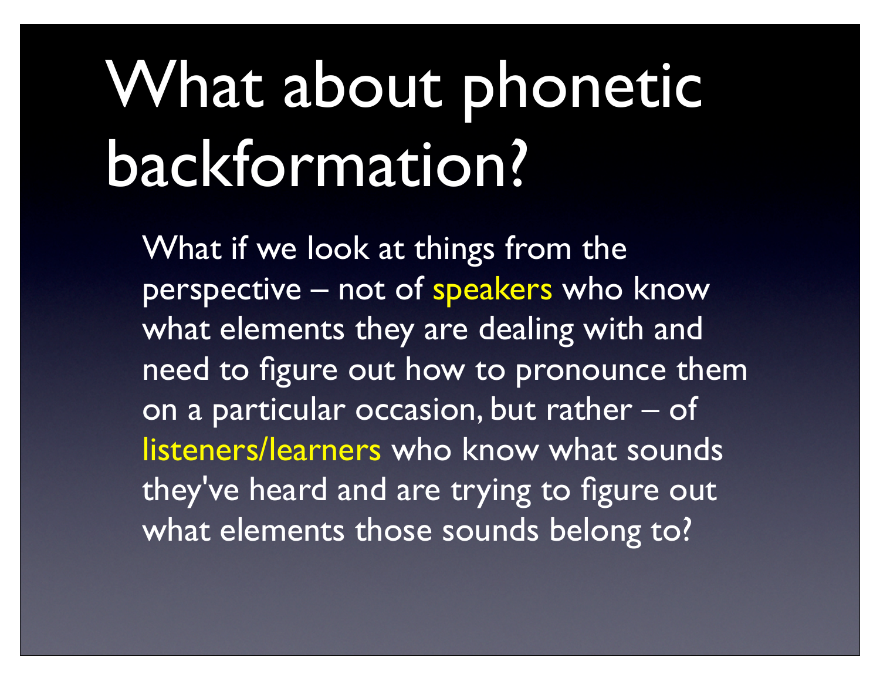# What about phonetic backformation?

What if we look at things from the perspective – not of speakers who know what elements they are dealing with and need to figure out how to pronounce them on a particular occasion, but rather – of listeners/learners who know what sounds they've heard and are trying to figure out what elements those sounds belong to?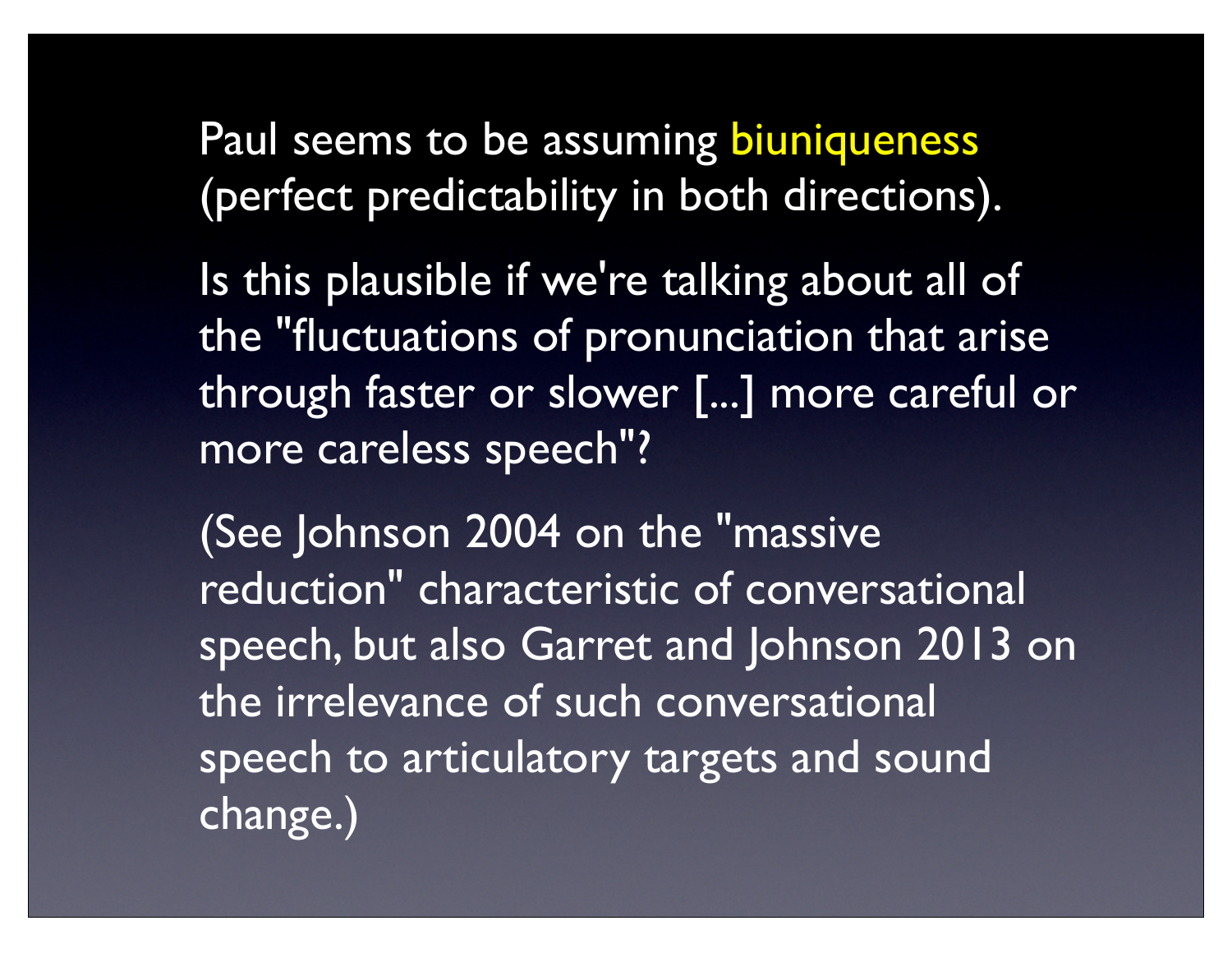Paul seems to be assuming biuniqueness (perfect predictability in both directions).

Is this plausible if we're talking about all of the "fluctuations of pronunciation that arise through faster or slower [...] more careful or more careless speech"?

(See Johnson 2004 on the "massive reduction" characteristic of conversational speech, but also Garret and Johnson 2013 on the irrelevance of such conversational speech to articulatory targets and sound change.)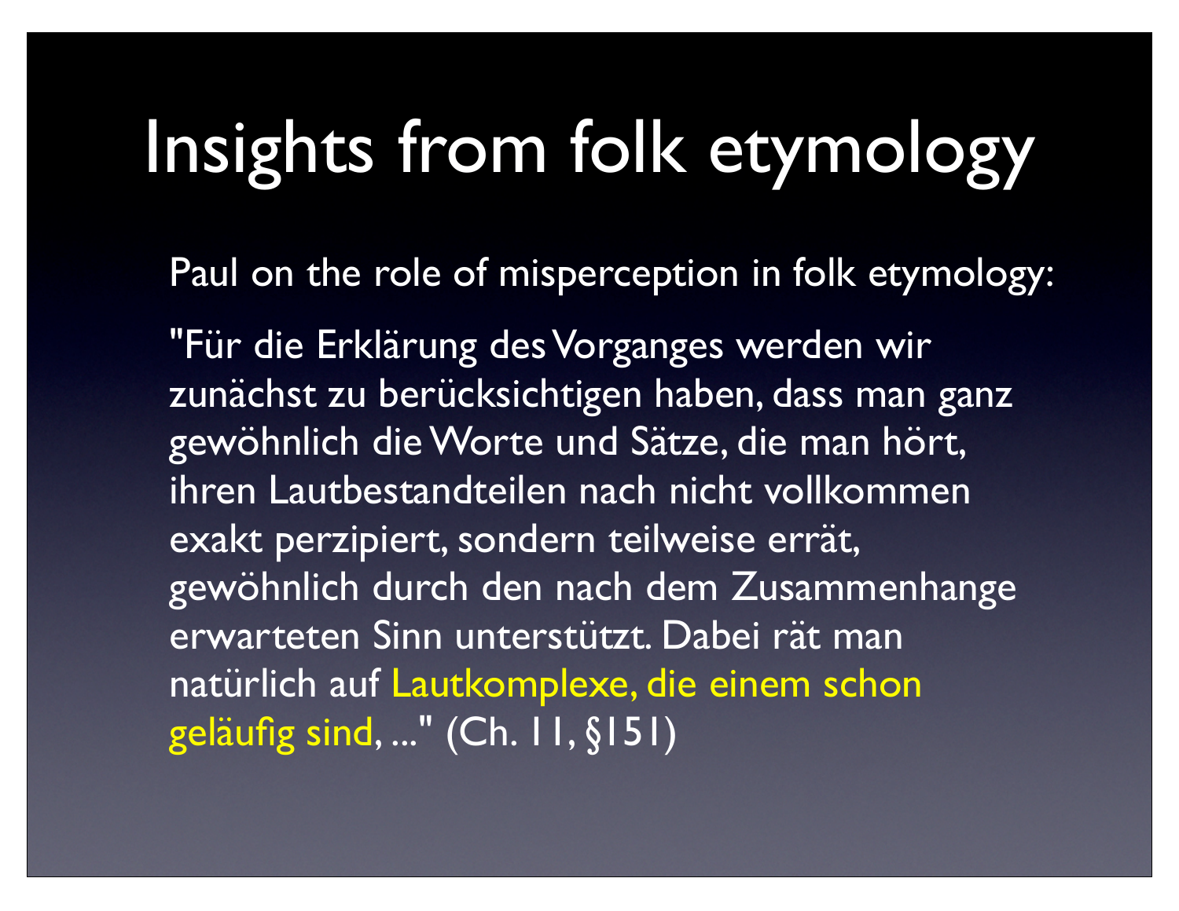# Insights from folk etymology

Paul on the role of misperception in folk etymology:

"Für die Erklärung des Vorganges werden wir zunächst zu berücksichtigen haben, dass man ganz gewöhnlich die Worte und Sätze, die man hört, ihren Lautbestandteilen nach nicht vollkommen exakt perzipiert, sondern teilweise errät, gewöhnlich durch den nach dem Zusammenhange erwarteten Sinn unterstützt. Dabei rät man natürlich auf Lautkomplexe, die einem schon geläufig sind, ..." (Ch. 11, §151)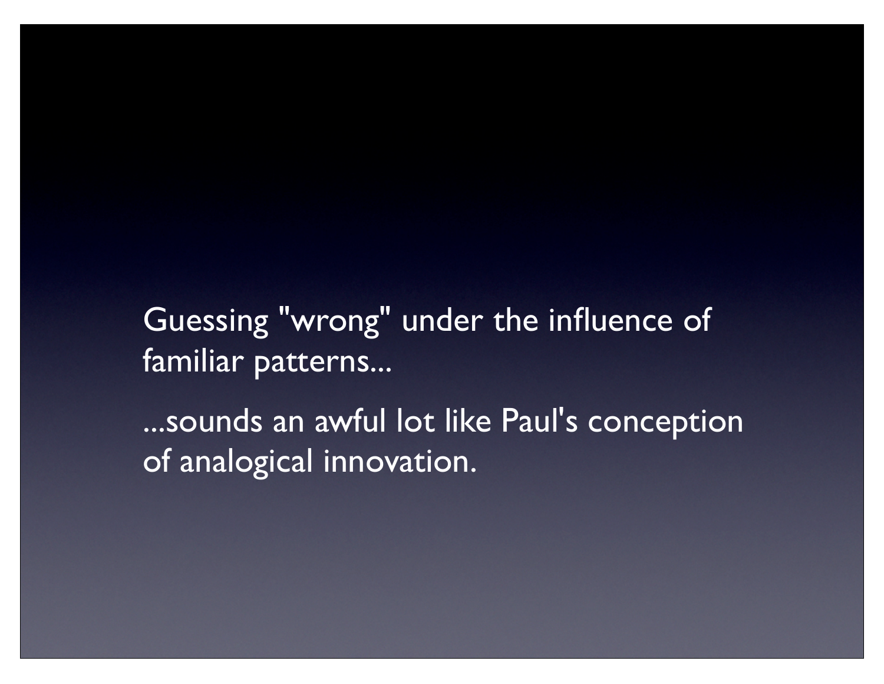Guessing "wrong" under the influence of familiar patterns...

...sounds an awful lot like Paul's conception of analogical innovation.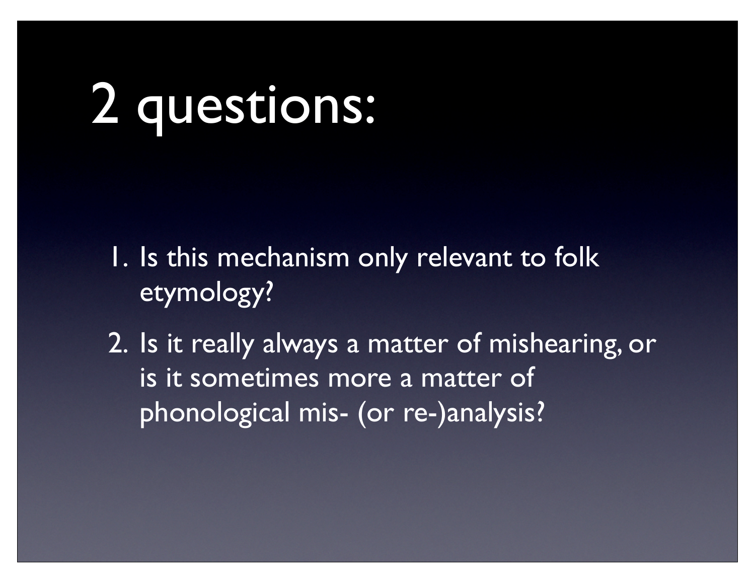# 2 questions:

1. Is this mechanism only relevant to folk etymology?
2. Is it really always a matter of mishearing, or is it sometimes more a matter of phonological mis- (or re-)analysis?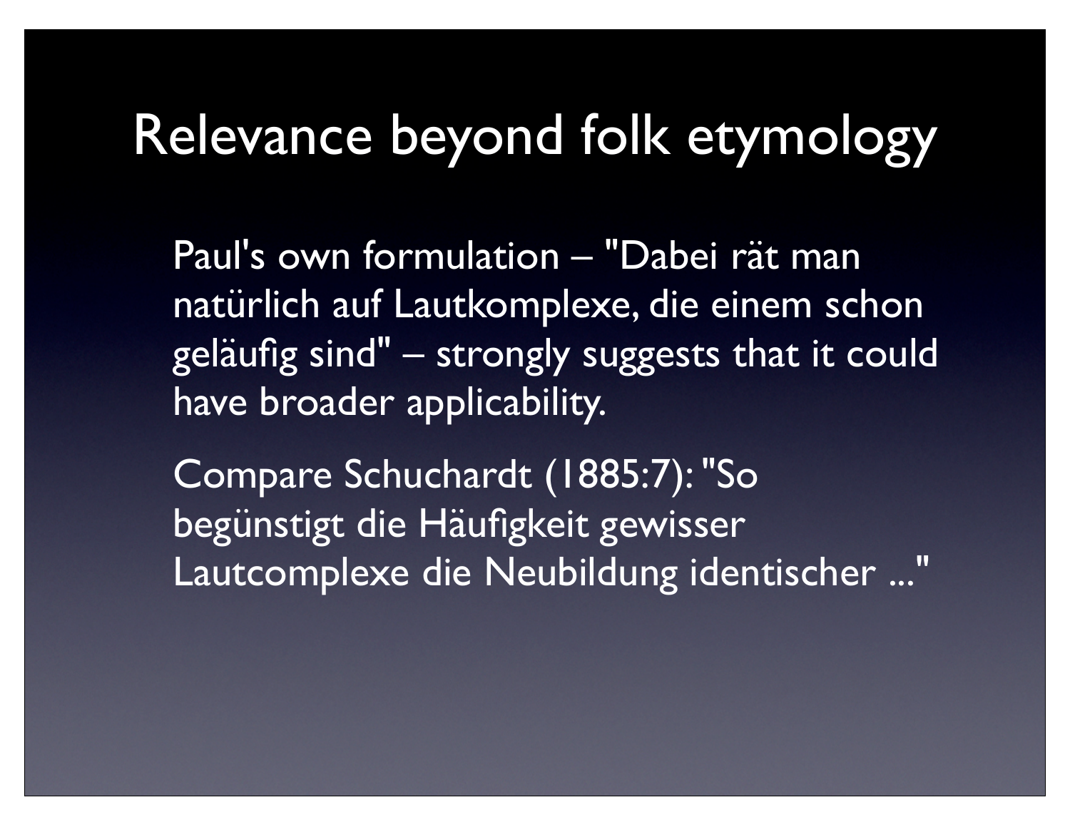# Relevance beyond folk etymology

Paul's own formulation – "Dabei rät man natürlich auf Lautkomplexe, die einem schon geläufig sind" – strongly suggests that it could have broader applicability.

Compare Schuchardt (1885:7): "So begünstigt die Häufigkeit gewisser Lautcomplexe die Neubildung identischer ..."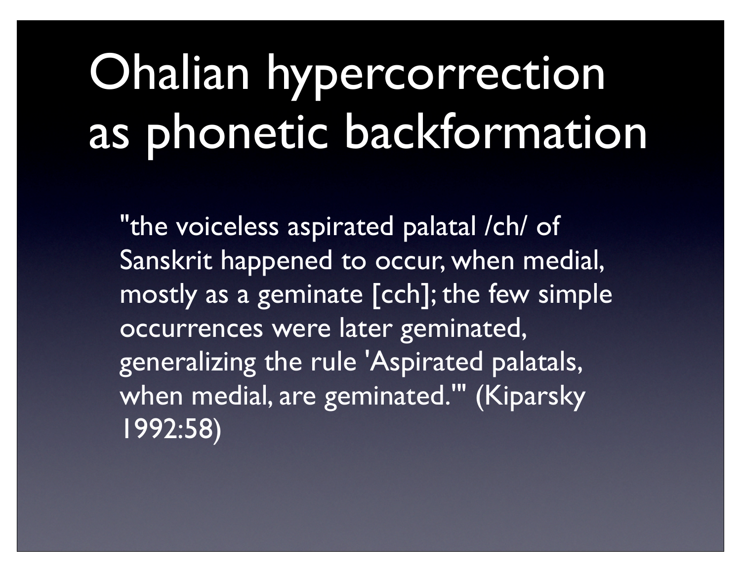# Ohalian hypercorrection as phonetic backformation

"the voiceless aspirated palatal /ch/ of Sanskrit happened to occur, when medial, mostly as a geminate [cch]; the few simple occurrences were later geminated, generalizing the rule 'Aspirated palatals, when medial, are geminated.'" (Kiparsky 1992:58)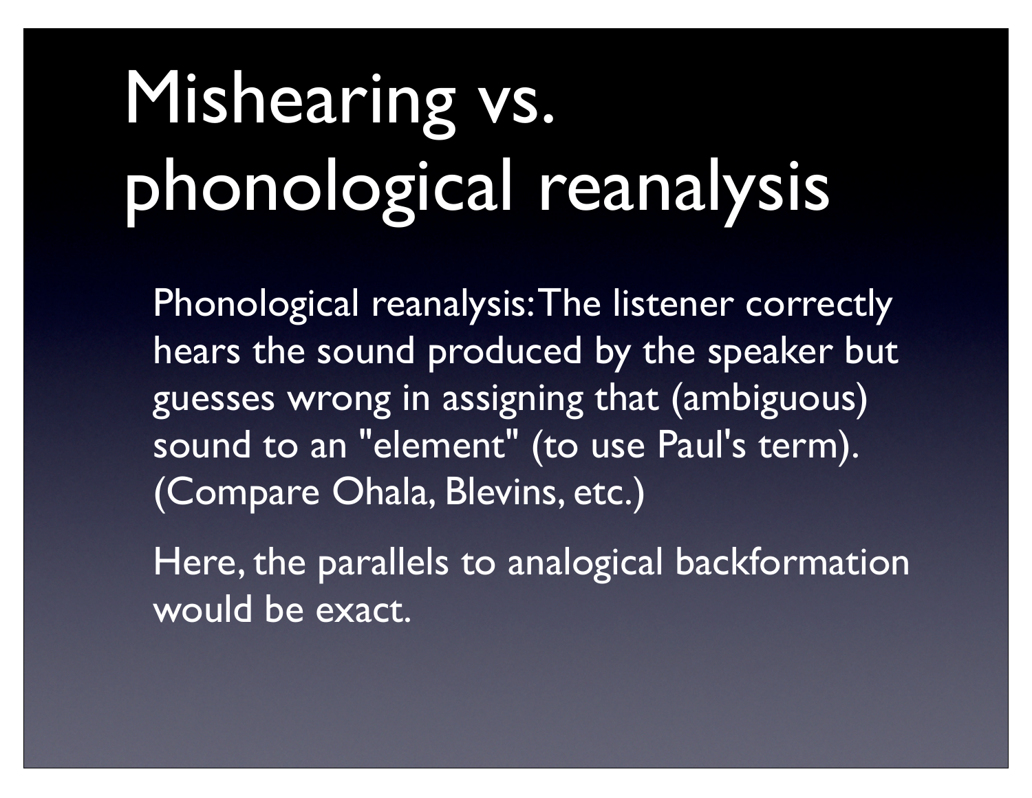# Mishearing vs. phonological reanalysis

Phonological reanalysis: The listener correctly hears the sound produced by the speaker but guesses wrong in assigning that (ambiguous) sound to an "element" (to use Paul's term). (Compare Ohala, Blevins, etc.)

Here, the parallels to analogical backformation would be exact.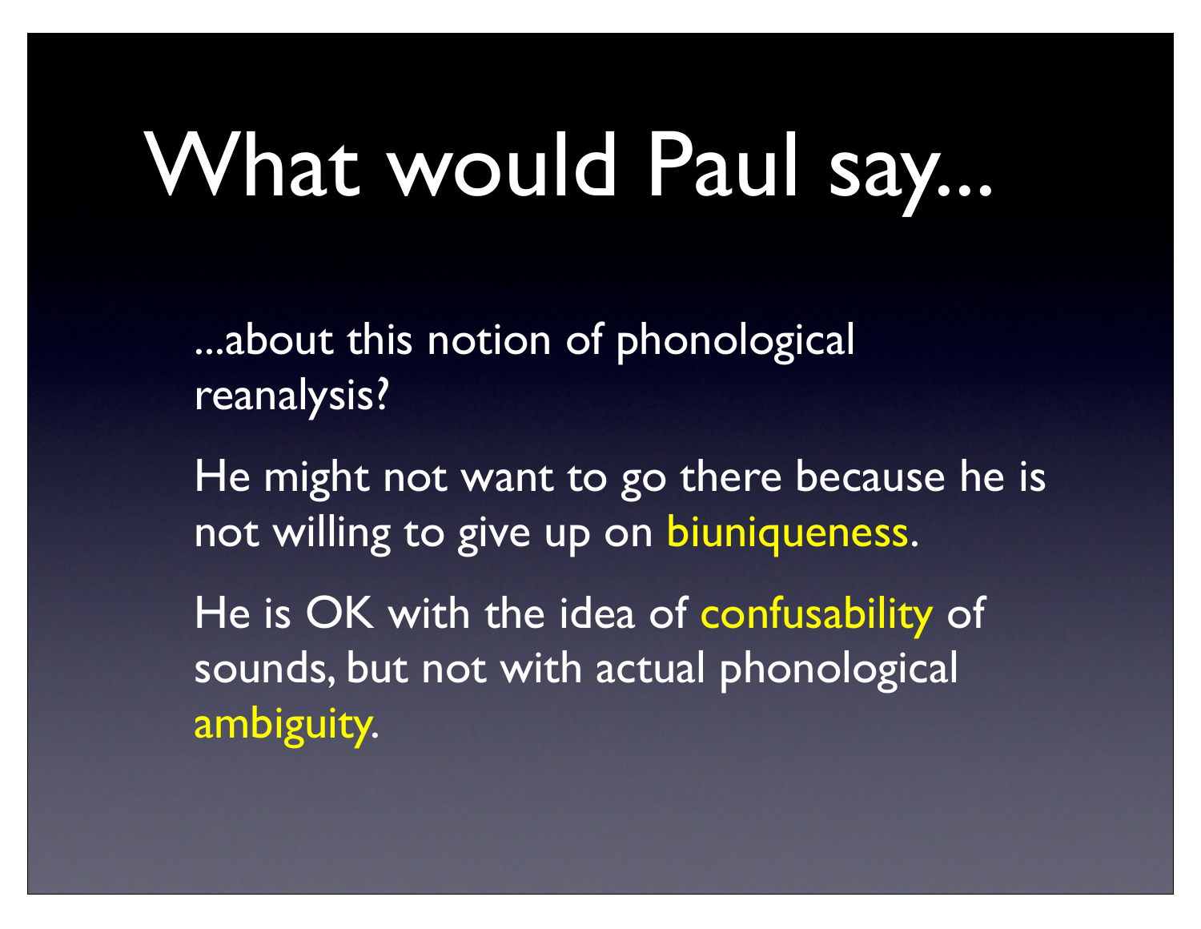# What would Paul say...

...about this notion of phonological reanalysis?

He might not want to go there because he is not willing to give up on biuniqueness.

He is OK with the idea of confusability of sounds, but not with actual phonological ambiguity.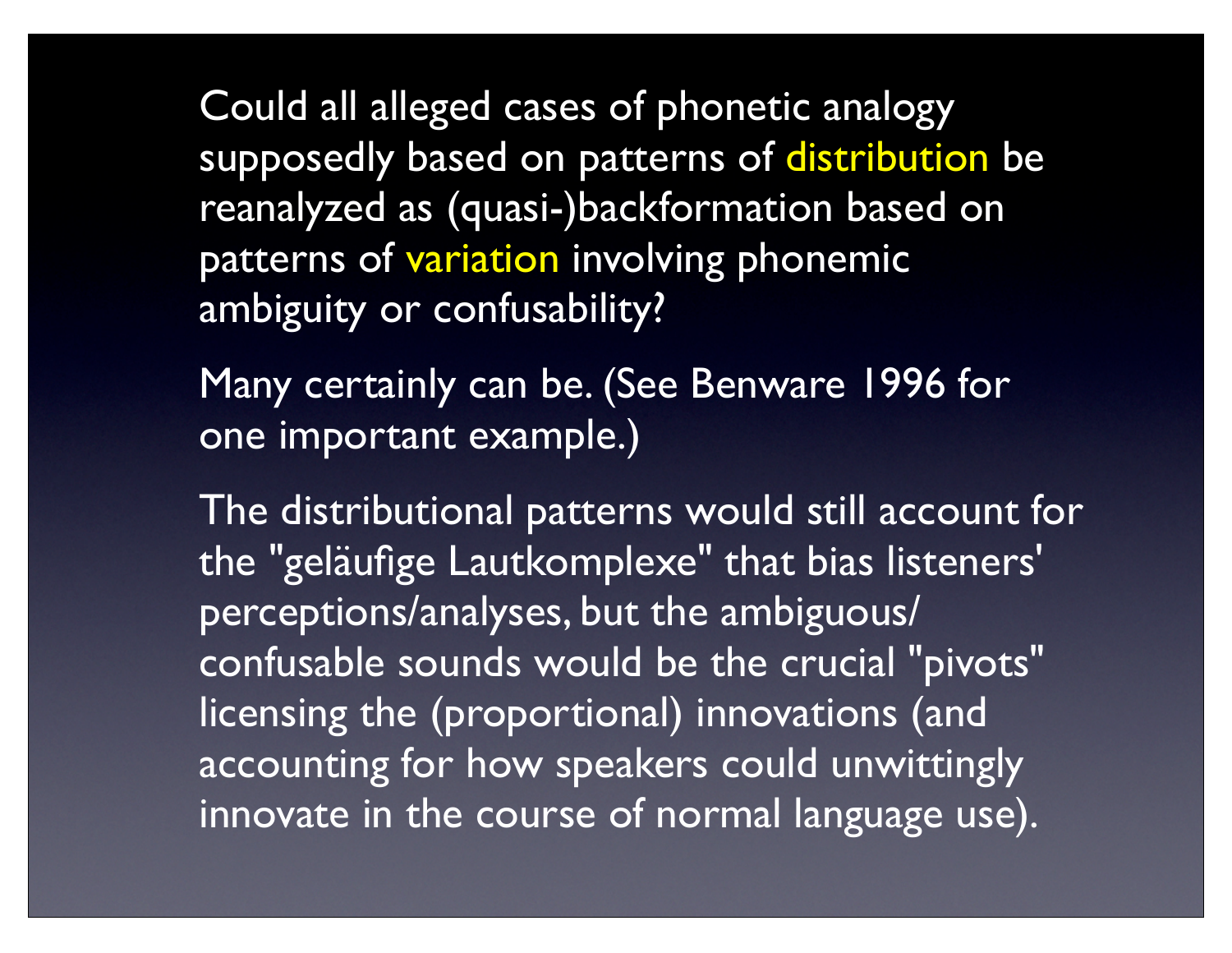Could all alleged cases of phonetic analogy supposedly based on patterns of distribution be reanalyzed as (quasi-)backformation based on patterns of variation involving phonemic ambiguity or confusability?

Many certainly can be. (See Benware 1996 for one important example.)

The distributional patterns would still account for the "geläufige Lautkomplexe" that bias listeners' perceptions/analyses, but the ambiguous/ confusable sounds would be the crucial "pivots" licensing the (proportional) innovations (and accounting for how speakers could unwittingly innovate in the course of normal language use).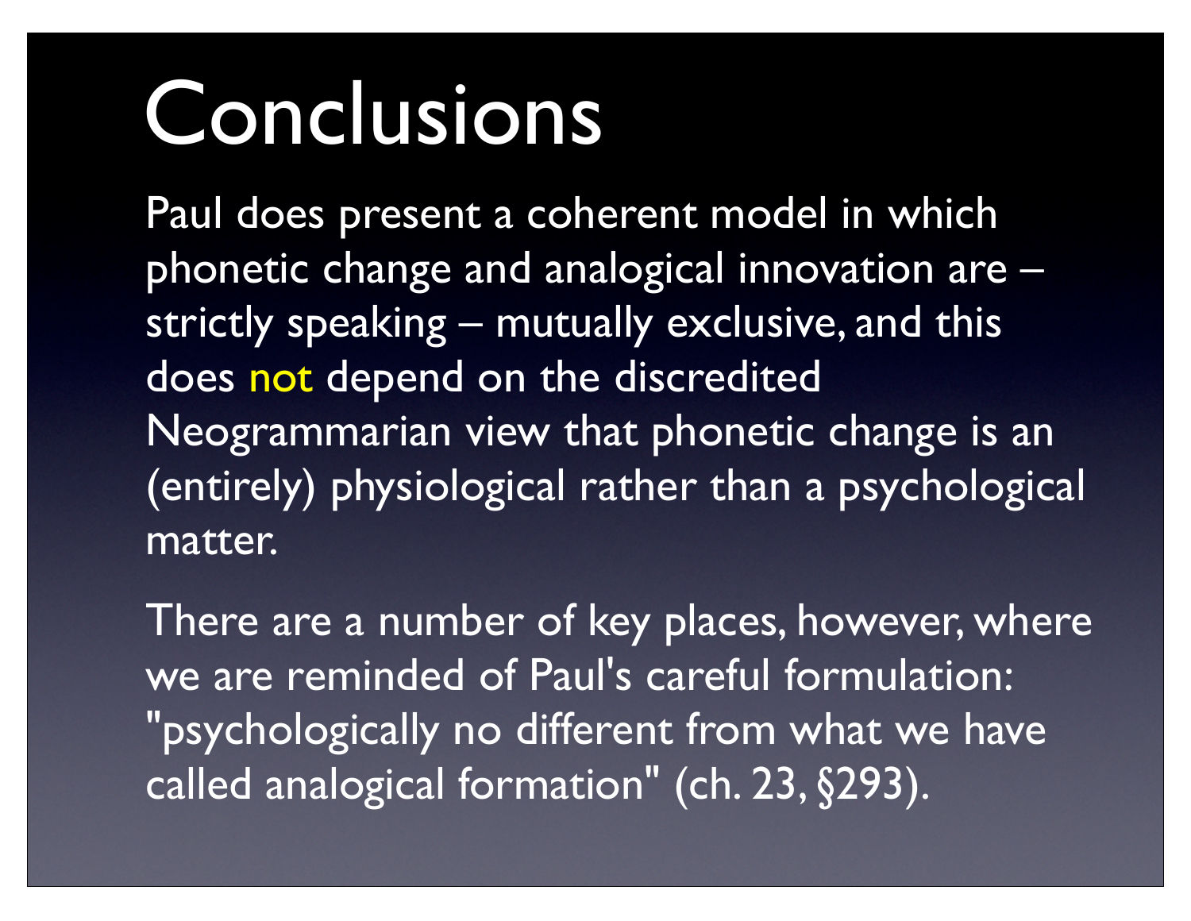# Conclusions

Paul does present a coherent model in which phonetic change and analogical innovation are – strictly speaking – mutually exclusive, and this does not depend on the discredited Neogrammarian view that phonetic change is an (entirely) physiological rather than a psychological matter.

There are a number of key places, however, where we are reminded of Paul's careful formulation: "psychologically no different from what we have called analogical formation" (ch. 23, §293).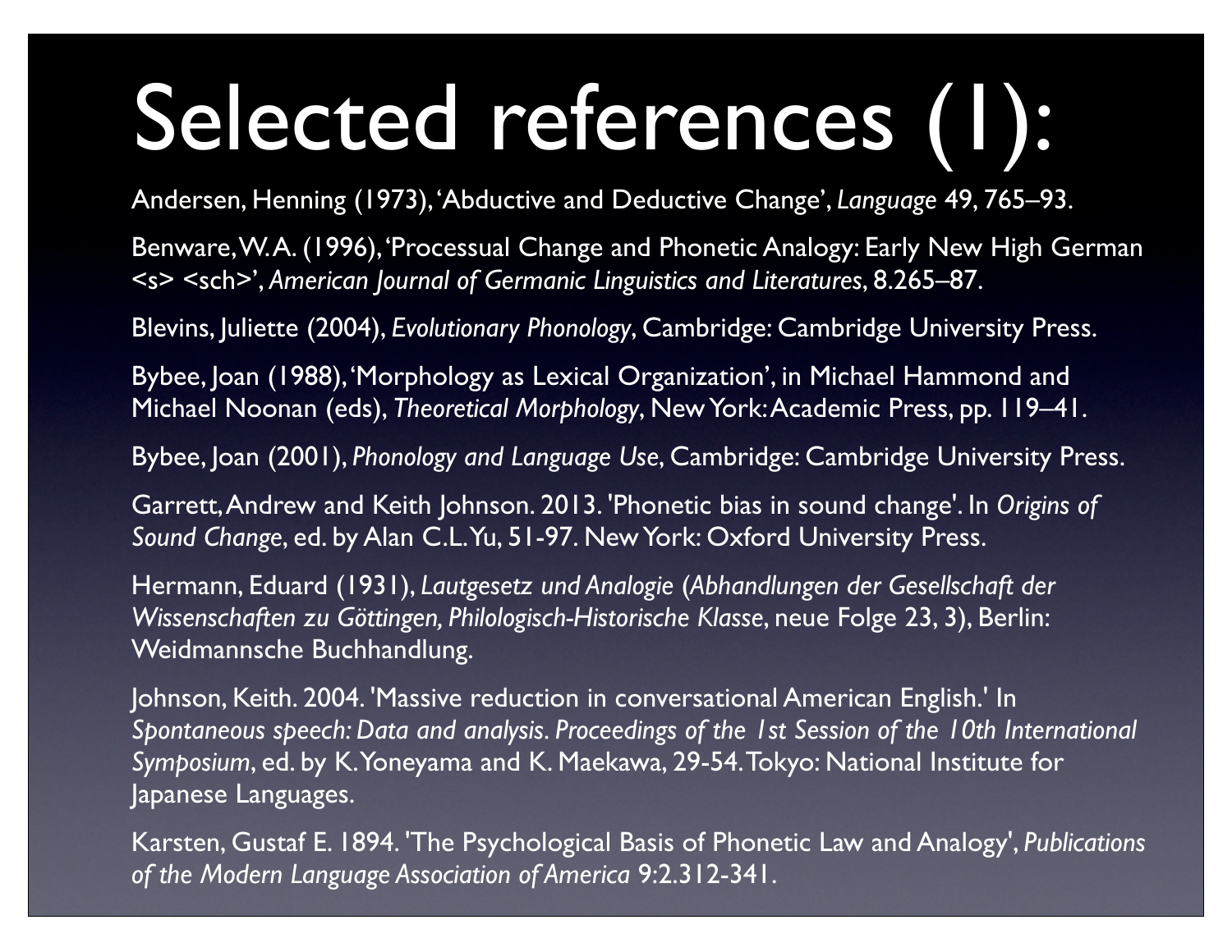# Selected references (1):

Andersen, Henning (1973), 'Abductive and Deductive Change', *Language* 49, 765–93.

Benware, W. A. (1996), 'Processual Change and Phonetic Analogy: Early New High German <s> <sch>', *American Journal of Germanic Linguistics and Literatures*, 8.265–87.

Blevins, Juliette (2004), *Evolutionary Phonology*, Cambridge: Cambridge University Press.

Bybee, Joan (1988), 'Morphology as Lexical Organization', in Michael Hammond and Michael Noonan (eds), *Theoretical Morphology*, New York: Academic Press, pp. 119–41.

Bybee, Joan (2001), *Phonology and Language Use*, Cambridge: Cambridge University Press.

Garrett, Andrew and Keith Johnson. 2013. 'Phonetic bias in sound change'. In *Origins of Sound Change*, ed. by Alan C.L. Yu, 51-97. New York: Oxford University Press.

Hermann, Eduard (1931), *Lautgesetz und Analogie (Abhandlungen der Gesellschaft der Wissenschaften zu Göttingen, Philologisch-Historische Klasse*, neue Folge 23, 3), Berlin: Weidmannsche Buchhandlung.

Johnson, Keith. 2004. 'Massive reduction in conversational American English.' In *Spontaneous speech: Data and analysis. Proceedings of the 1st Session of the 10th International Symposium*, ed. by K. Yoneyama and K. Maekawa, 29-54. Tokyo: National Institute for Japanese Languages.

Karsten, Gustaf E. 1894. 'The Psychological Basis of Phonetic Law and Analogy', *Publications of the Modern Language Association of America* 9:2.312-341.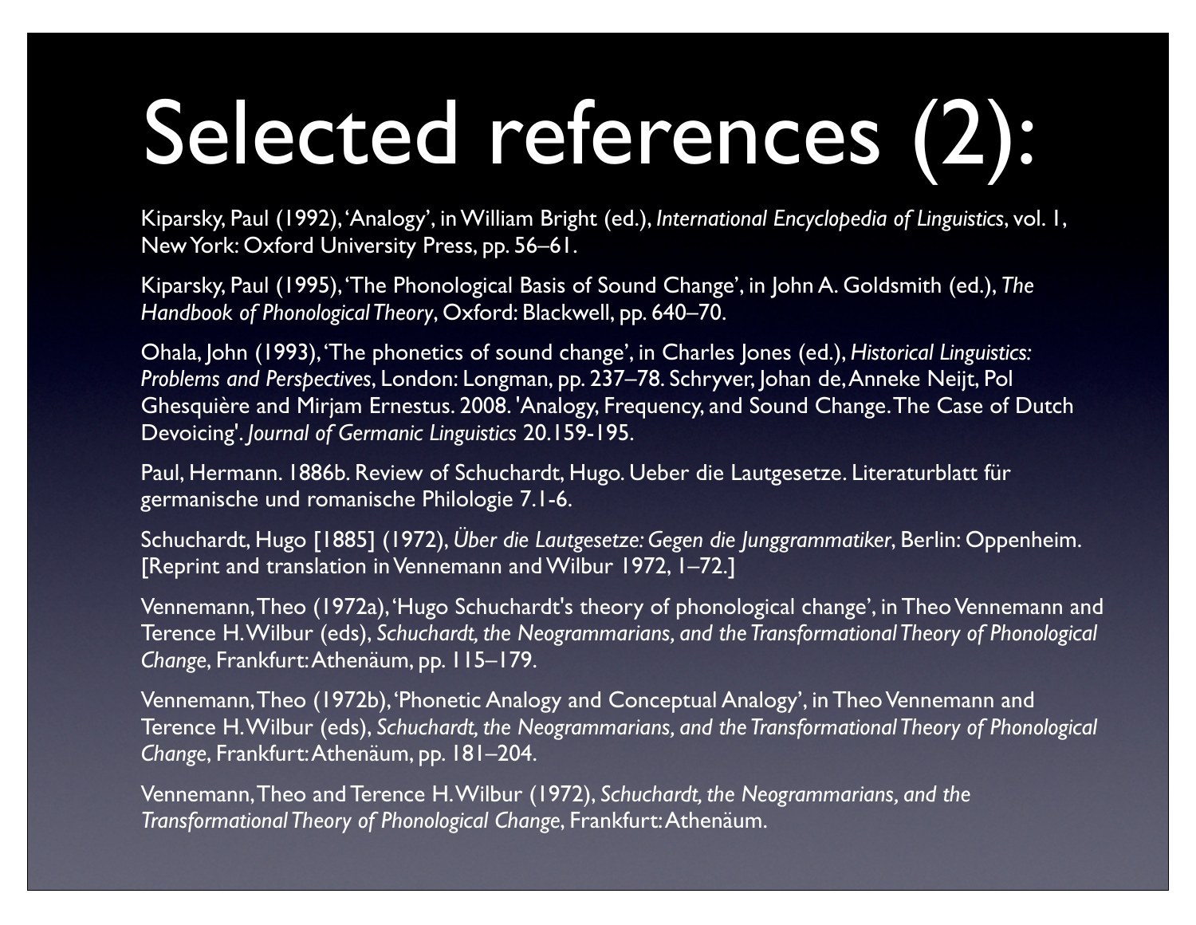# Selected references (2):

Kiparsky, Paul (1992), 'Analogy', in William Bright (ed.), *International Encyclopedia of Linguistics*, vol. 1, New York: Oxford University Press, pp. 56–61.

Kiparsky, Paul (1995), 'The Phonological Basis of Sound Change', in John A. Goldsmith (ed.), *The Handbook of Phonological Theory*, Oxford: Blackwell, pp. 640–70.

Ohala, John (1993), 'The phonetics of sound change', in Charles Jones (ed.), *Historical Linguistics: Problems and Perspectives*, London: Longman, pp. 237–78. Schryver, Johan de, Anneke Neijt, Pol Ghesquière and Mirjam Ernestus. 2008. 'Analogy, Frequency, and Sound Change. The Case of Dutch Devoicing'. *Journal of Germanic Linguistics* 20.159-195.

Paul, Hermann. 1886b. Review of Schuchardt, Hugo. Ueber die Lautgesetze. Literaturblatt für germanische und romanische Philologie 7.1-6.

Schuchardt, Hugo [1885] (1972), *Über die Lautgesetze: Gegen die Junggrammatiker*, Berlin: Oppenheim. [Reprint and translation in Vennemann and Wilbur 1972, 1–72.]

Vennemann, Theo (1972a), 'Hugo Schuchardt's theory of phonological change', in Theo Vennemann and Terence H. Wilbur (eds), *Schuchardt, the Neogrammarians, and the Transformational Theory of Phonological Change*, Frankfurt: Athenäum, pp. 115–179.

Vennemann, Theo (1972b), 'Phonetic Analogy and Conceptual Analogy', in Theo Vennemann and Terence H. Wilbur (eds), *Schuchardt, the Neogrammarians, and the Transformational Theory of Phonological Change*, Frankfurt: Athenäum, pp. 181–204.

Vennemann, Theo and Terence H. Wilbur (1972), *Schuchardt, the Neogrammarians, and the Transformational Theory of Phonological Change*, Frankfurt: Athenäum.